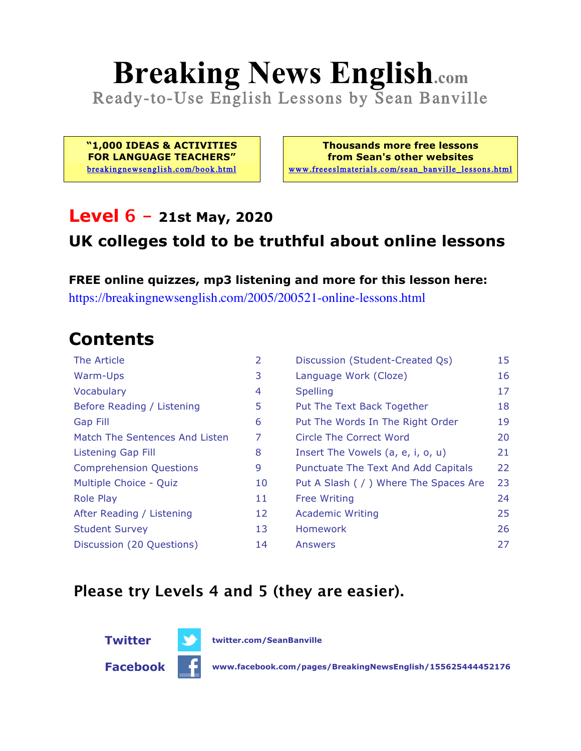# Breaking News English.com

Ready-to-Use English Lessons by Sean Banville

**"1,000 IDEAS & ACTIVITIES FOR LANGUAGE TEACHERS"**
breakingnewsenglish.com/book.html

**Thousands more free lessons from Sean's other websites**
www.freeeslmaterials.com/sean_banville_lessons.html

## Level 6 – 21st May, 2020

## UK colleges told to be truthful about online lessons

**FREE online quizzes, mp3 listening and more for this lesson here:**
https://breakingnewsenglish.com/2005/200521-online-lessons.html

## Contents

| | | | |
|---|---|---|---|
| The Article | 2 | Discussion (Student-Created Qs) | 15 |
| Warm-Ups | 3 | Language Work (Cloze) | 16 |
| Vocabulary | 4 | Spelling | 17 |
| Before Reading / Listening | 5 | Put The Text Back Together | 18 |
| Gap Fill | 6 | Put The Words In The Right Order | 19 |
| Match The Sentences And Listen | 7 | Circle The Correct Word | 20 |
| Listening Gap Fill | 8 | Insert The Vowels (a, e, i, o, u) | 21 |
| Comprehension Questions | 9 | Punctuate The Text And Add Capitals | 22 |
| Multiple Choice - Quiz | 10 | Put A Slash ( / ) Where The Spaces Are | 23 |
| Role Play | 11 | Free Writing | 24 |
| After Reading / Listening | 12 | Academic Writing | 25 |
| Student Survey | 13 | Homework | 26 |
| Discussion (20 Questions) | 14 | Answers | 27 |

**Please try Levels 4 and 5 (they are easier).**

**Twitter** twitter.com/SeanBanville

**Facebook** www.facebook.com/pages/BreakingNewsEnglish/155625444452176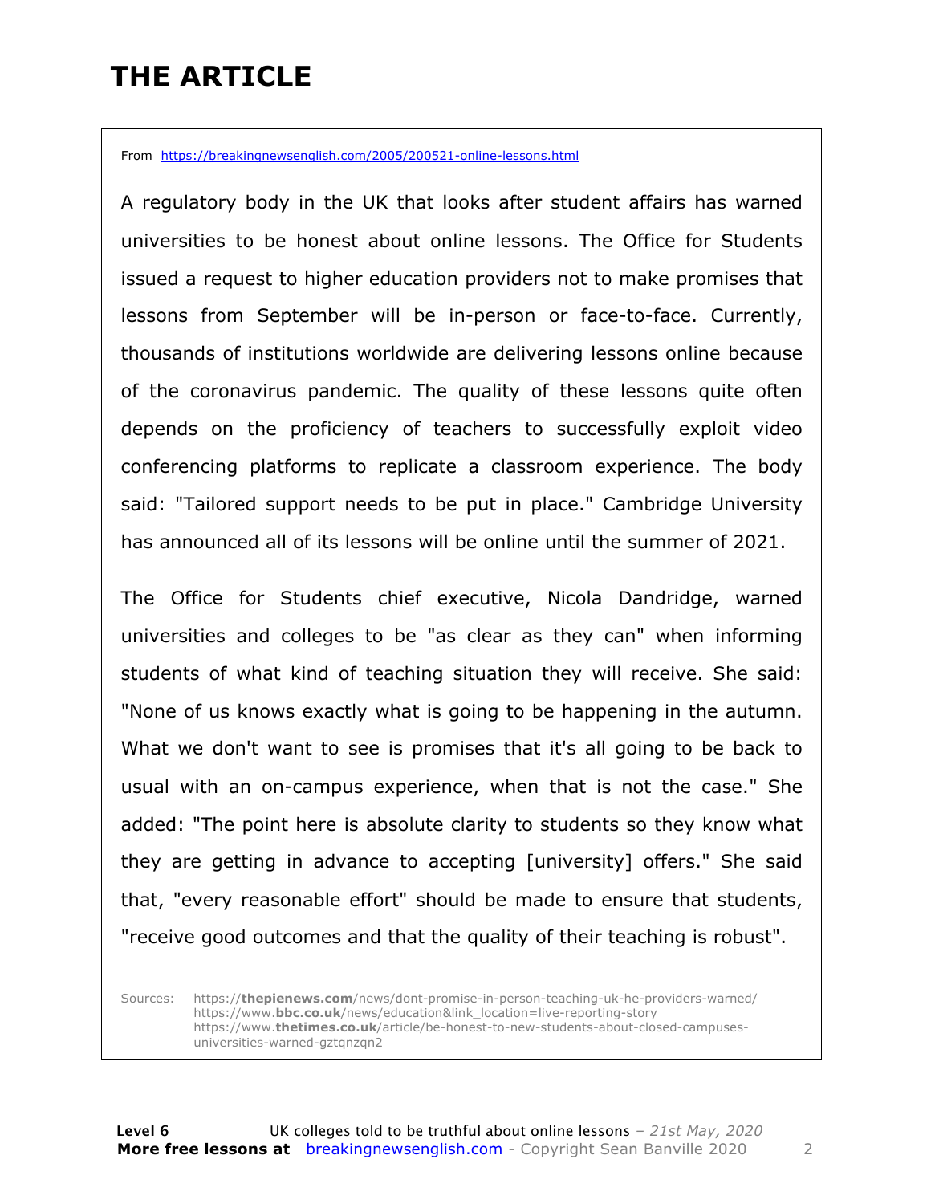# THE ARTICLE

From https://breakingnewsenglish.com/2005/200521-online-lessons.html

A regulatory body in the UK that looks after student affairs has warned universities to be honest about online lessons. The Office for Students issued a request to higher education providers not to make promises that lessons from September will be in-person or face-to-face. Currently, thousands of institutions worldwide are delivering lessons online because of the coronavirus pandemic. The quality of these lessons quite often depends on the proficiency of teachers to successfully exploit video conferencing platforms to replicate a classroom experience. The body said: "Tailored support needs to be put in place." Cambridge University has announced all of its lessons will be online until the summer of 2021.

The Office for Students chief executive, Nicola Dandridge, warned universities and colleges to be "as clear as they can" when informing students of what kind of teaching situation they will receive. She said: "None of us knows exactly what is going to be happening in the autumn. What we don't want to see is promises that it's all going to be back to usual with an on-campus experience, when that is not the case." She added: "The point here is absolute clarity to students so they know what they are getting in advance to accepting [university] offers." She said that, "every reasonable effort" should be made to ensure that students, "receive good outcomes and that the quality of their teaching is robust".

Sources: https://**thepienews.com**/news/dont-promise-in-person-teaching-uk-he-providers-warned/
https://www.**bbc.co.uk**/news/education&link_location=live-reporting-story
https://www.**thetimes.co.uk**/article/be-honest-to-new-students-about-closed-campuses-universities-warned-gztqnzqn2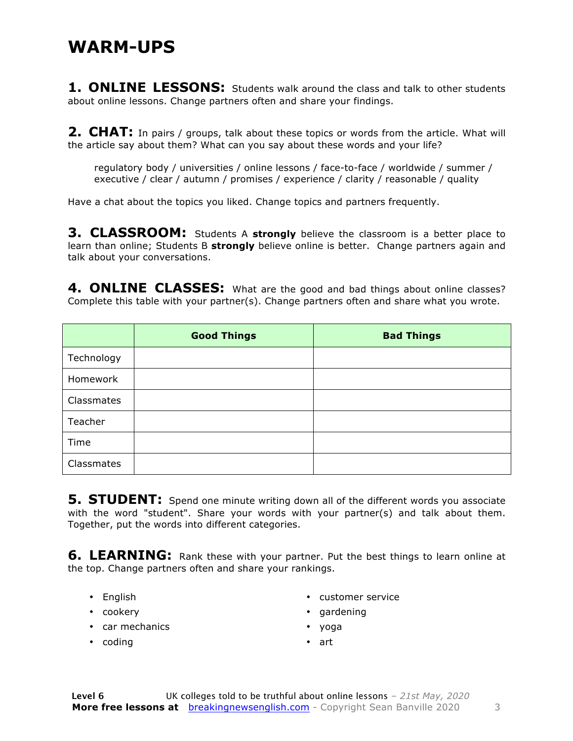# WARM-UPS

**1. ONLINE LESSONS:** Students walk around the class and talk to other students about online lessons. Change partners often and share your findings.

**2. CHAT:** In pairs / groups, talk about these topics or words from the article. What will the article say about them? What can you say about these words and your life?

> regulatory body / universities / online lessons / face-to-face / worldwide / summer / executive / clear / autumn / promises / experience / clarity / reasonable / quality

Have a chat about the topics you liked. Change topics and partners frequently.

**3. CLASSROOM:** Students A **strongly** believe the classroom is a better place to learn than online; Students B **strongly** believe online is better. Change partners again and talk about your conversations.

**4. ONLINE CLASSES:** What are the good and bad things about online classes? Complete this table with your partner(s). Change partners often and share what you wrote.

| | Good Things | Bad Things |
|---|---|---|
| Technology | | |
| Homework | | |
| Classmates | | |
| Teacher | | |
| Time | | |
| Classmates | | |

**5. STUDENT:** Spend one minute writing down all of the different words you associate with the word "student". Share your words with your partner(s) and talk about them. Together, put the words into different categories.

**6. LEARNING:** Rank these with your partner. Put the best things to learn online at the top. Change partners often and share your rankings.

- English
- cookery
- car mechanics
- coding
- customer service
- gardening
- yoga
- art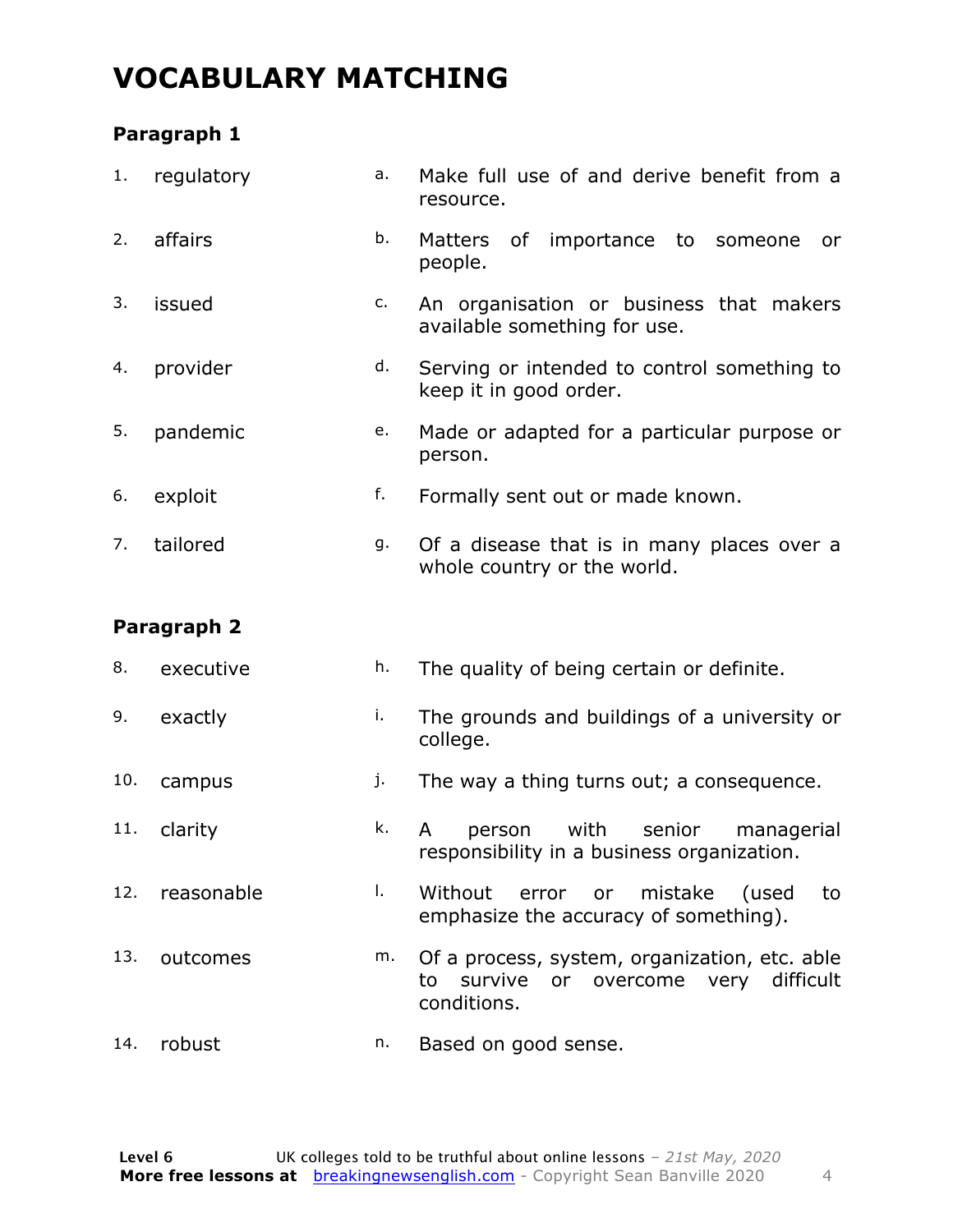# VOCABULARY MATCHING

### Paragraph 1

| | | | |
|---|---|---|---|
| 1. | regulatory | a. | Make full use of and derive benefit from a resource. |
| 2. | affairs | b. | Matters of importance to someone or people. |
| 3. | issued | c. | An organisation or business that makers available something for use. |
| 4. | provider | d. | Serving or intended to control something to keep it in good order. |
| 5. | pandemic | e. | Made or adapted for a particular purpose or person. |
| 6. | exploit | f. | Formally sent out or made known. |
| 7. | tailored | g. | Of a disease that is in many places over a whole country or the world. |

### Paragraph 2

| | | | |
|---|---|---|---|
| 8. | executive | h. | The quality of being certain or definite. |
| 9. | exactly | i. | The grounds and buildings of a university or college. |
| 10. | campus | j. | The way a thing turns out; a consequence. |
| 11. | clarity | k. | A person with senior managerial responsibility in a business organization. |
| 12. | reasonable | l. | Without error or mistake (used to emphasize the accuracy of something). |
| 13. | outcomes | m. | Of a process, system, organization, etc. able to survive or overcome very difficult conditions. |
| 14. | robust | n. | Based on good sense. |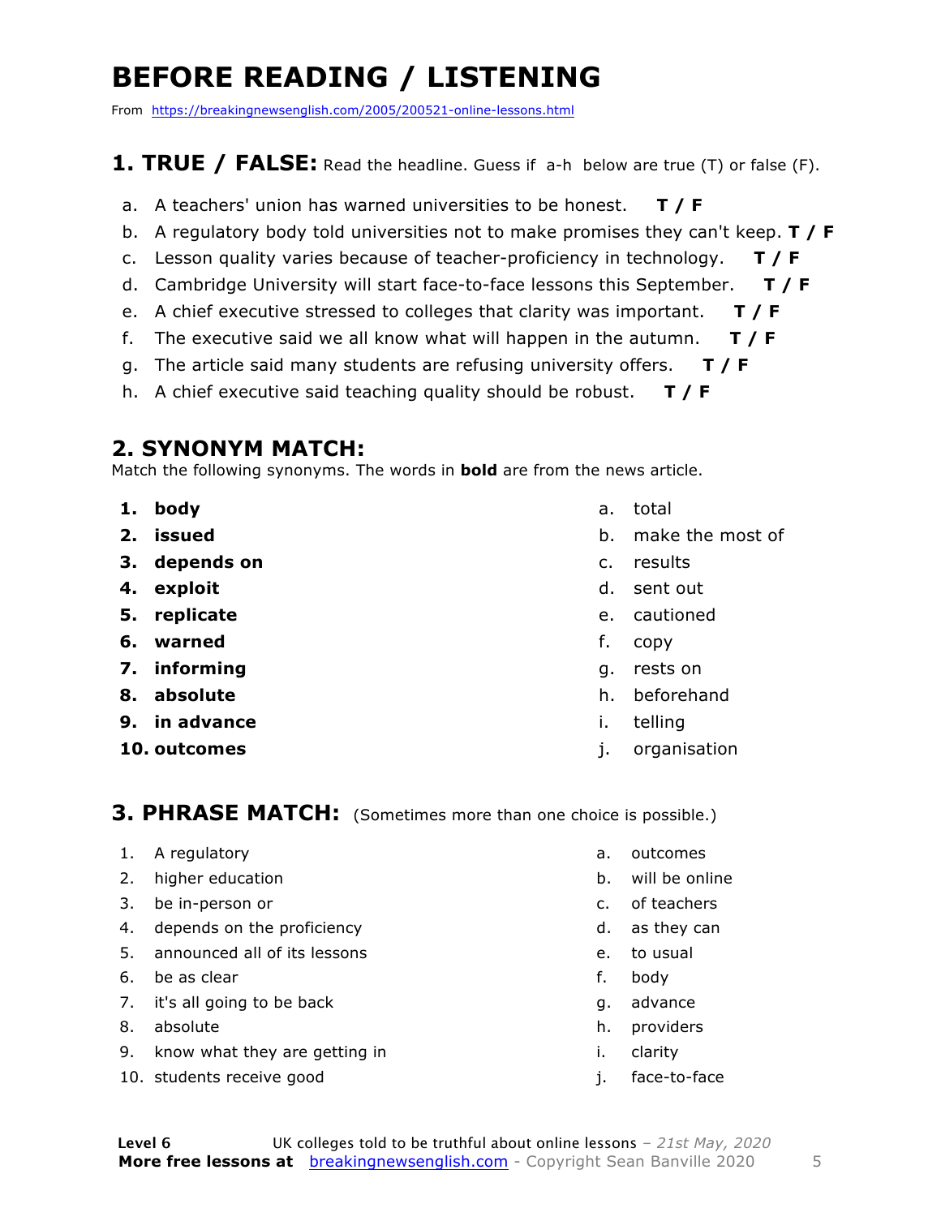# BEFORE READING / LISTENING

From https://breakingnewsenglish.com/2005/200521-online-lessons.html

## 1. TRUE / FALSE: Read the headline. Guess if a-h below are true (T) or false (F).

a. A teachers' union has warned universities to be honest. **T / F**

b. A regulatory body told universities not to make promises they can't keep. **T / F**

c. Lesson quality varies because of teacher-proficiency in technology. **T / F**

d. Cambridge University will start face-to-face lessons this September. **T / F**

e. A chief executive stressed to colleges that clarity was important. **T / F**

f. The executive said we all know what will happen in the autumn. **T / F**

g. The article said many students are refusing university offers. **T / F**

h. A chief executive said teaching quality should be robust. **T / F**

## 2. SYNONYM MATCH:

Match the following synonyms. The words in **bold** are from the news article.

1. **body**
2. **issued**
3. **depends on**
4. **exploit**
5. **replicate**
6. **warned**
7. **informing**
8. **absolute**
9. **in advance**
10. **outcomes**

a. total
b. make the most of
c. results
d. sent out
e. cautioned
f. copy
g. rests on
h. beforehand
i. telling
j. organisation

## 3. PHRASE MATCH: (Sometimes more than one choice is possible.)

1. A regulatory
2. higher education
3. be in-person or
4. depends on the proficiency
5. announced all of its lessons
6. be as clear
7. it's all going to be back
8. absolute
9. know what they are getting in
10. students receive good

a. outcomes
b. will be online
c. of teachers
d. as they can
e. to usual
f. body
g. advance
h. providers
i. clarity
j. face-to-face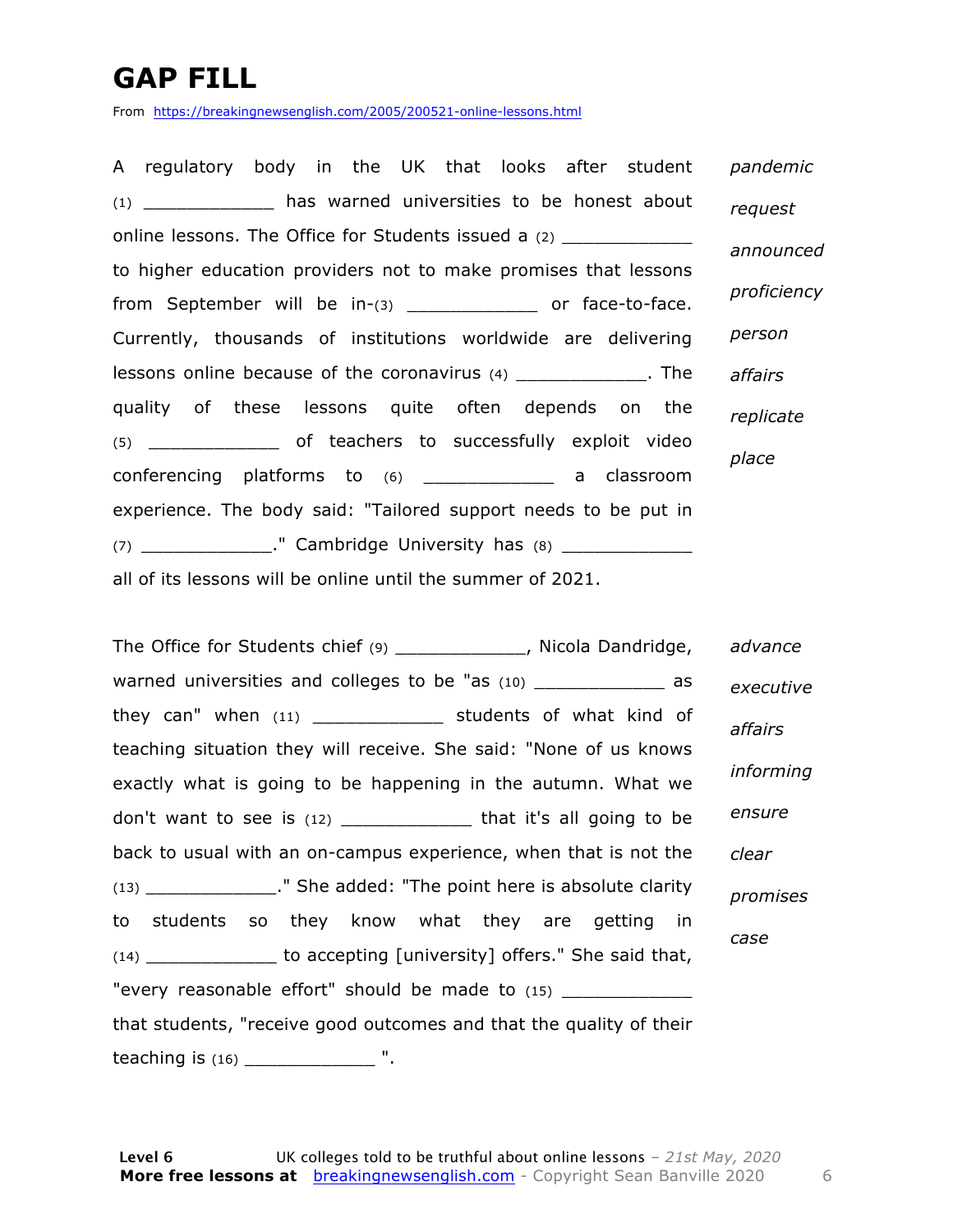# GAP FILL

From https://breakingnewsenglish.com/2005/200521-online-lessons.html

A regulatory body in the UK that looks after student (1) ____________ has warned universities to be honest about online lessons. The Office for Students issued a (2) ____________ to higher education providers not to make promises that lessons from September will be in-(3) ____________ or face-to-face. Currently, thousands of institutions worldwide are delivering lessons online because of the coronavirus (4) ____________. The quality of these lessons quite often depends on the (5) ____________ of teachers to successfully exploit video conferencing platforms to (6) ____________ a classroom experience. The body said: "Tailored support needs to be put in (7) ____________." Cambridge University has (8) ____________ all of its lessons will be online until the summer of 2021.

*pandemic*
*request*
*announced*
*proficiency*
*person*
*affairs*
*replicate*
*place*

The Office for Students chief (9) ____________, Nicola Dandridge, warned universities and colleges to be "as (10) ____________ as they can" when (11) ____________ students of what kind of teaching situation they will receive. She said: "None of us knows exactly what is going to be happening in the autumn. What we don't want to see is (12) ____________ that it's all going to be back to usual with an on-campus experience, when that is not the (13) ____________." She added: "The point here is absolute clarity to students so they know what they are getting in (14) ____________ to accepting [university] offers." She said that, "every reasonable effort" should be made to (15) ____________ that students, "receive good outcomes and that the quality of their teaching is (16) ____________ ".

*advance*
*executive*
*affairs*
*informing*
*ensure*
*clear*
*promises*
*case*

**Level 6** UK colleges told to be truthful about online lessons – *21st May, 2020*
**More free lessons at** breakingnewsenglish.com - Copyright Sean Banville 2020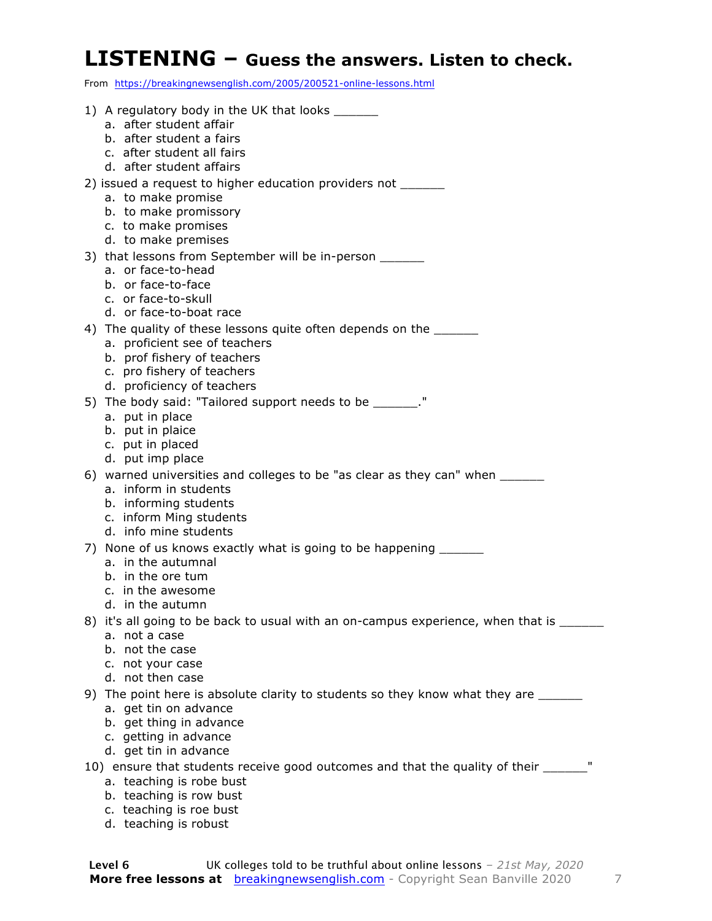# LISTENING – Guess the answers. Listen to check.

From https://breakingnewsenglish.com/2005/200521-online-lessons.html

1) A regulatory body in the UK that looks ______
   a. after student affair
   b. after student a fairs
   c. after student all fairs
   d. after student affairs

2) issued a request to higher education providers not ______
   a. to make promise
   b. to make promissory
   c. to make promises
   d. to make premises

3) that lessons from September will be in-person ______
   a. or face-to-head
   b. or face-to-face
   c. or face-to-skull
   d. or face-to-boat race

4) The quality of these lessons quite often depends on the ______
   a. proficient see of teachers
   b. prof fishery of teachers
   c. pro fishery of teachers
   d. proficiency of teachers

5) The body said: "Tailored support needs to be ______."
   a. put in place
   b. put in plaice
   c. put in placed
   d. put imp place

6) warned universities and colleges to be "as clear as they can" when ______
   a. inform in students
   b. informing students
   c. inform Ming students
   d. info mine students

7) None of us knows exactly what is going to be happening ______
   a. in the autumnal
   b. in the ore tum
   c. in the awesome
   d. in the autumn

8) it's all going to be back to usual with an on-campus experience, when that is ______
   a. not a case
   b. not the case
   c. not your case
   d. not then case

9) The point here is absolute clarity to students so they know what they are ______
   a. get tin on advance
   b. get thing in advance
   c. getting in advance
   d. get tin in advance

10) ensure that students receive good outcomes and that the quality of their ______"
   a. teaching is robe bust
   b. teaching is row bust
   c. teaching is roe bust
   d. teaching is robust

**Level 6** UK colleges told to be truthful about online lessons – *21st May, 2020*
**More free lessons at** breakingnewsenglish.com - Copyright Sean Banville 2020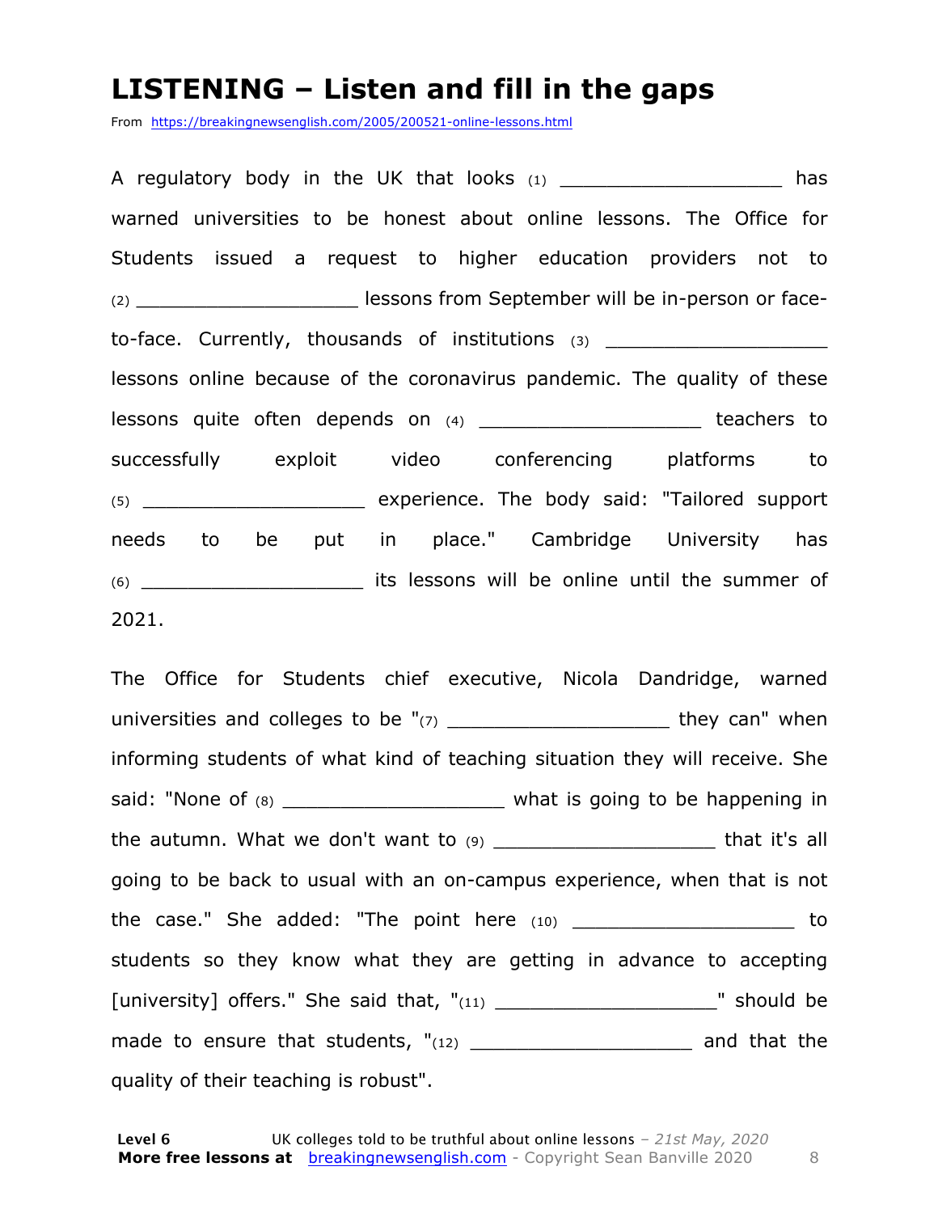# LISTENING – Listen and fill in the gaps

From https://breakingnewsenglish.com/2005/200521-online-lessons.html

A regulatory body in the UK that looks (1) ___________________ has warned universities to be honest about online lessons. The Office for Students issued a request to higher education providers not to (2) ___________________ lessons from September will be in-person or face-to-face. Currently, thousands of institutions (3) ___________________ lessons online because of the coronavirus pandemic. The quality of these lessons quite often depends on (4) ___________________ teachers to successfully exploit video conferencing platforms to (5) ___________________ experience. The body said: "Tailored support needs to be put in place." Cambridge University has (6) ___________________ its lessons will be online until the summer of 2021.

The Office for Students chief executive, Nicola Dandridge, warned universities and colleges to be "(7) ___________________ they can" when informing students of what kind of teaching situation they will receive. She said: "None of (8) ___________________ what is going to be happening in the autumn. What we don't want to (9) ___________________ that it's all going to be back to usual with an on-campus experience, when that is not the case." She added: "The point here (10) ___________________ to students so they know what they are getting in advance to accepting [university] offers." She said that, "(11) ___________________" should be made to ensure that students, "(12) ___________________ and that the quality of their teaching is robust".

**Level 6** UK colleges told to be truthful about online lessons – *21st May, 2020*
**More free lessons at** breakingnewsenglish.com - Copyright Sean Banville 2020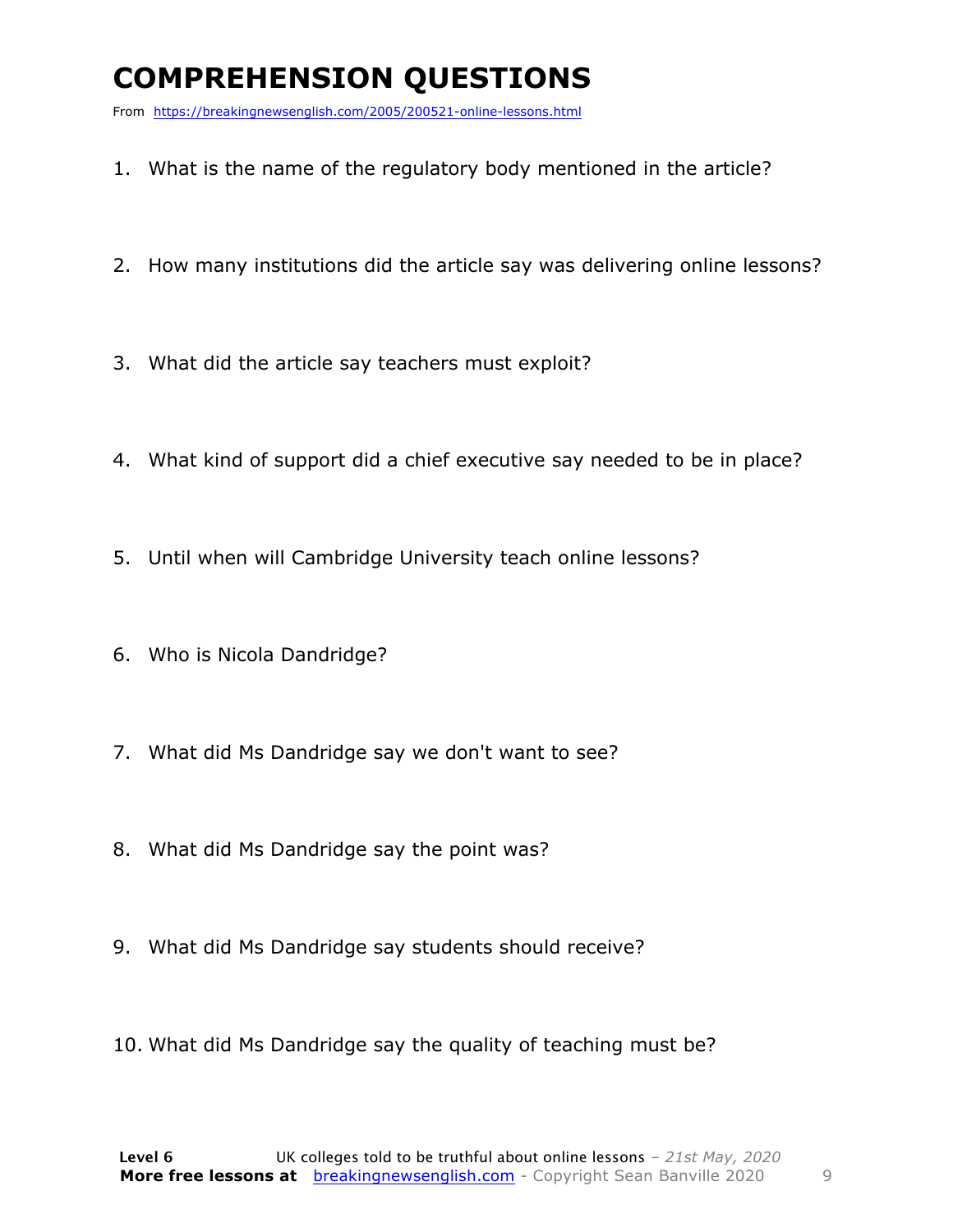# COMPREHENSION QUESTIONS

From https://breakingnewsenglish.com/2005/200521-online-lessons.html

1. What is the name of the regulatory body mentioned in the article?
2. How many institutions did the article say was delivering online lessons?
3. What did the article say teachers must exploit?
4. What kind of support did a chief executive say needed to be in place?
5. Until when will Cambridge University teach online lessons?
6. Who is Nicola Dandridge?
7. What did Ms Dandridge say we don't want to see?
8. What did Ms Dandridge say the point was?
9. What did Ms Dandridge say students should receive?
10. What did Ms Dandridge say the quality of teaching must be?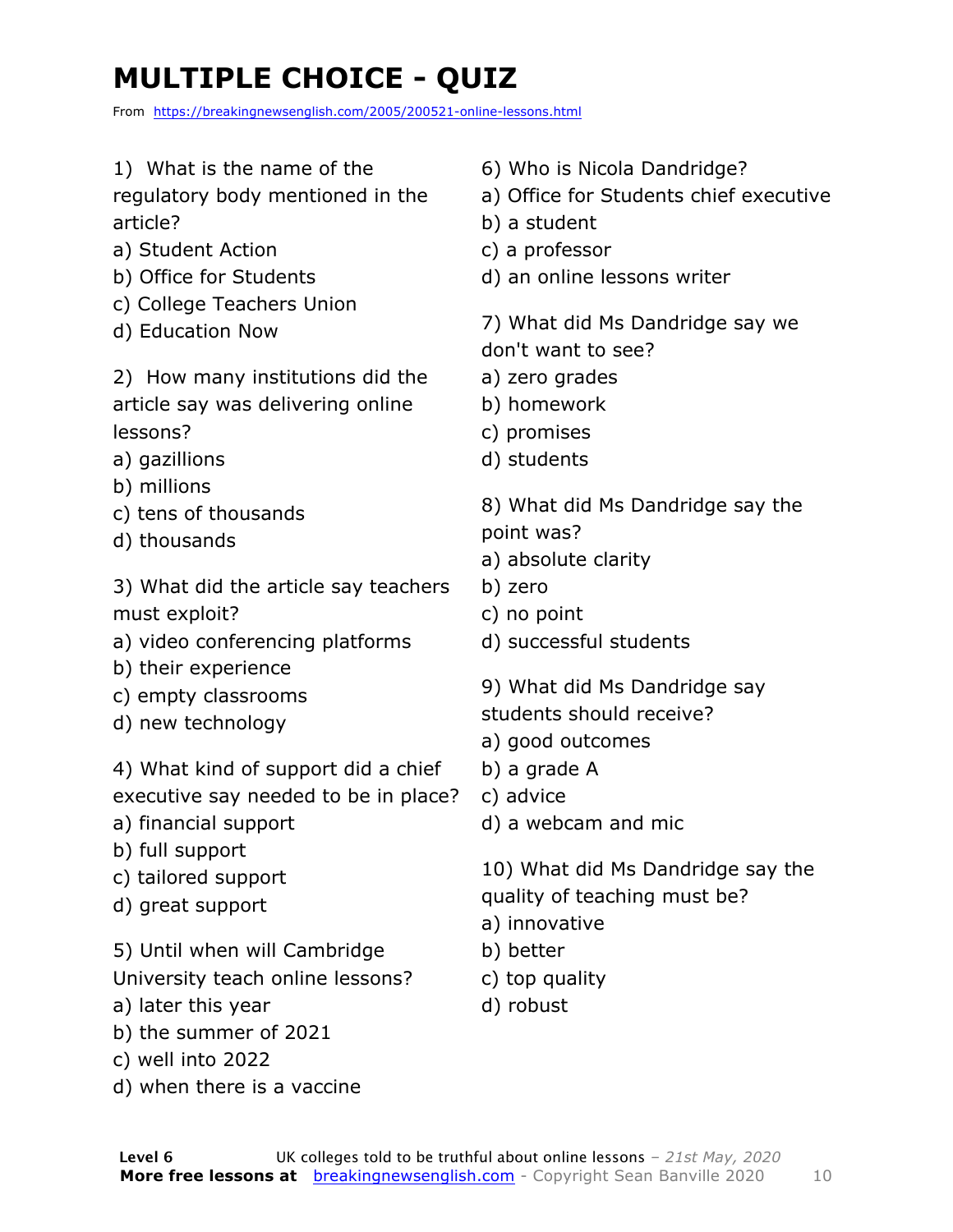# MULTIPLE CHOICE - QUIZ

From https://breakingnewsenglish.com/2005/200521-online-lessons.html

1) What is the name of the regulatory body mentioned in the article?

a) Student Action
b) Office for Students
c) College Teachers Union
d) Education Now

2) How many institutions did the article say was delivering online lessons?

a) gazillions
b) millions
c) tens of thousands
d) thousands

3) What did the article say teachers must exploit?

a) video conferencing platforms
b) their experience
c) empty classrooms
d) new technology

4) What kind of support did a chief executive say needed to be in place?

a) financial support
b) full support
c) tailored support
d) great support

5) Until when will Cambridge University teach online lessons?

a) later this year
b) the summer of 2021
c) well into 2022
d) when there is a vaccine

6) Who is Nicola Dandridge?

a) Office for Students chief executive
b) a student
c) a professor
d) an online lessons writer

7) What did Ms Dandridge say we don't want to see?

a) zero grades
b) homework
c) promises
d) students

8) What did Ms Dandridge say the point was?

a) absolute clarity
b) zero
c) no point
d) successful students

9) What did Ms Dandridge say students should receive?

a) good outcomes
b) a grade A
c) advice
d) a webcam and mic

10) What did Ms Dandridge say the quality of teaching must be?

a) innovative
b) better
c) top quality
d) robust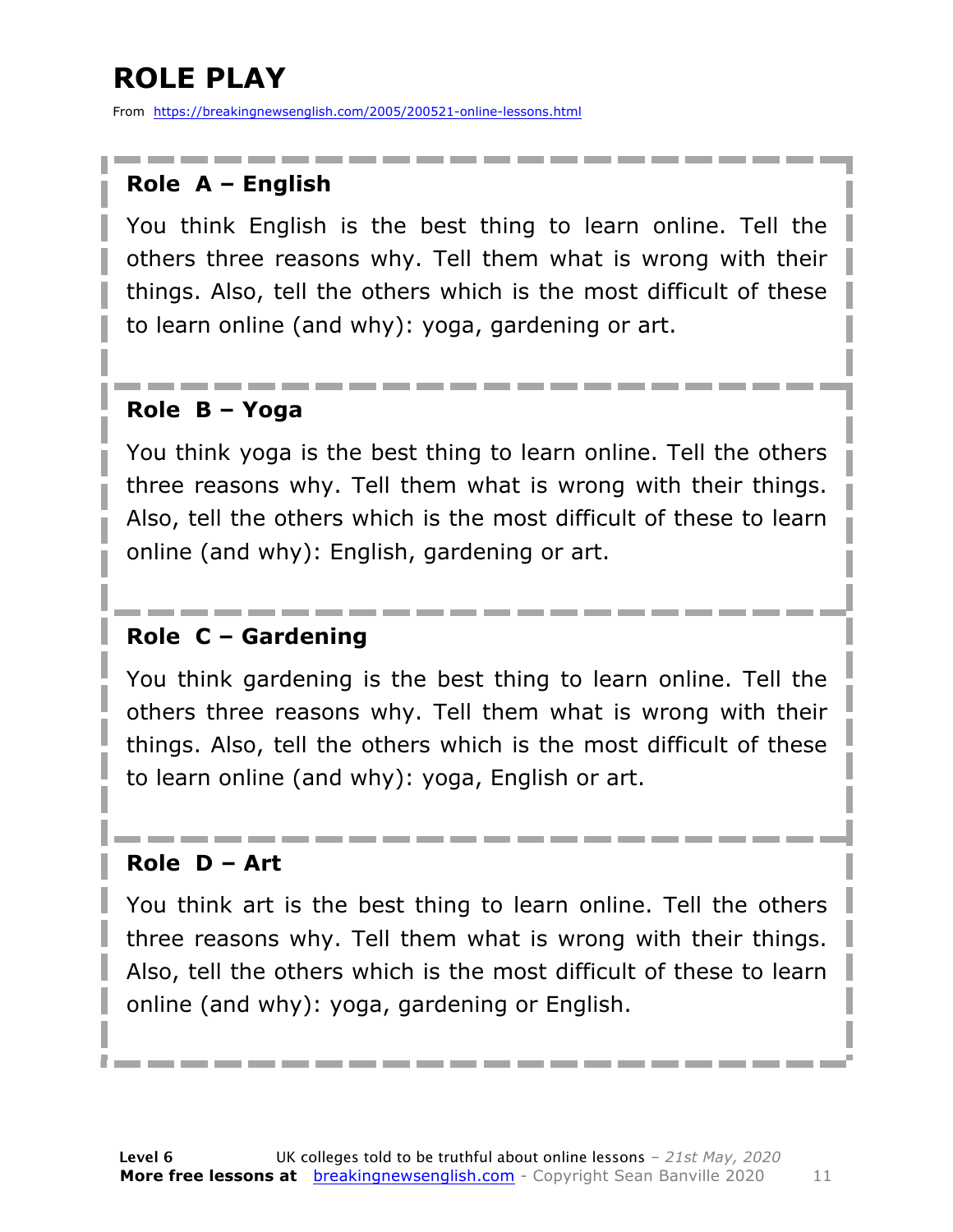# ROLE PLAY

From https://breakingnewsenglish.com/2005/200521-online-lessons.html

### Role A – English

You think English is the best thing to learn online. Tell the others three reasons why. Tell them what is wrong with their things. Also, tell the others which is the most difficult of these to learn online (and why): yoga, gardening or art.

### Role B – Yoga

You think yoga is the best thing to learn online. Tell the others three reasons why. Tell them what is wrong with their things. Also, tell the others which is the most difficult of these to learn online (and why): English, gardening or art.

### Role C – Gardening

You think gardening is the best thing to learn online. Tell the others three reasons why. Tell them what is wrong with their things. Also, tell the others which is the most difficult of these to learn online (and why): yoga, English or art.

### Role D – Art

You think art is the best thing to learn online. Tell the others three reasons why. Tell them what is wrong with their things. Also, tell the others which is the most difficult of these to learn online (and why): yoga, gardening or English.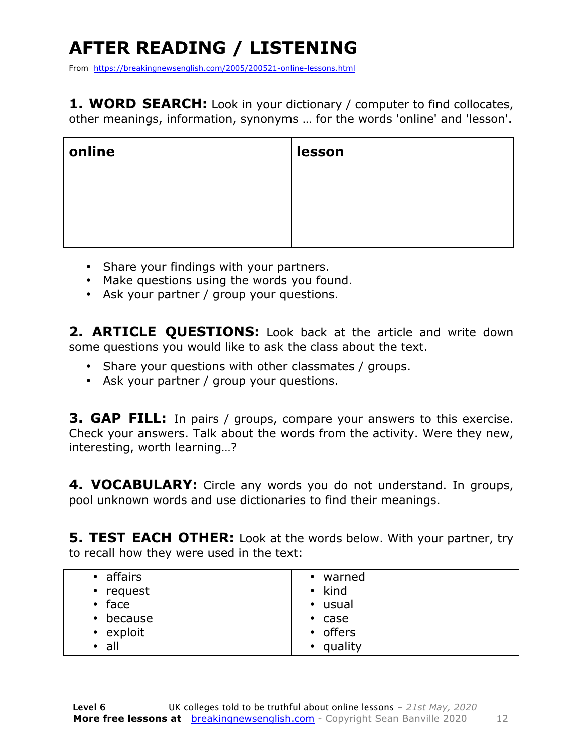# AFTER READING / LISTENING

From https://breakingnewsenglish.com/2005/200521-online-lessons.html

**1. WORD SEARCH:** Look in your dictionary / computer to find collocates, other meanings, information, synonyms … for the words 'online' and 'lesson'.

| **online** | **lesson** |
|---|---|
| | |

- Share your findings with your partners.
- Make questions using the words you found.
- Ask your partner / group your questions.

**2. ARTICLE QUESTIONS:** Look back at the article and write down some questions you would like to ask the class about the text.

- Share your questions with other classmates / groups.
- Ask your partner / group your questions.

**3. GAP FILL:** In pairs / groups, compare your answers to this exercise. Check your answers. Talk about the words from the activity. Were they new, interesting, worth learning…?

**4. VOCABULARY:** Circle any words you do not understand. In groups, pool unknown words and use dictionaries to find their meanings.

**5. TEST EACH OTHER:** Look at the words below. With your partner, try to recall how they were used in the text:

| | |
|---|---|
| • affairs<br>• request<br>• face<br>• because<br>• exploit<br>• all | • warned<br>• kind<br>• usual<br>• case<br>• offers<br>• quality |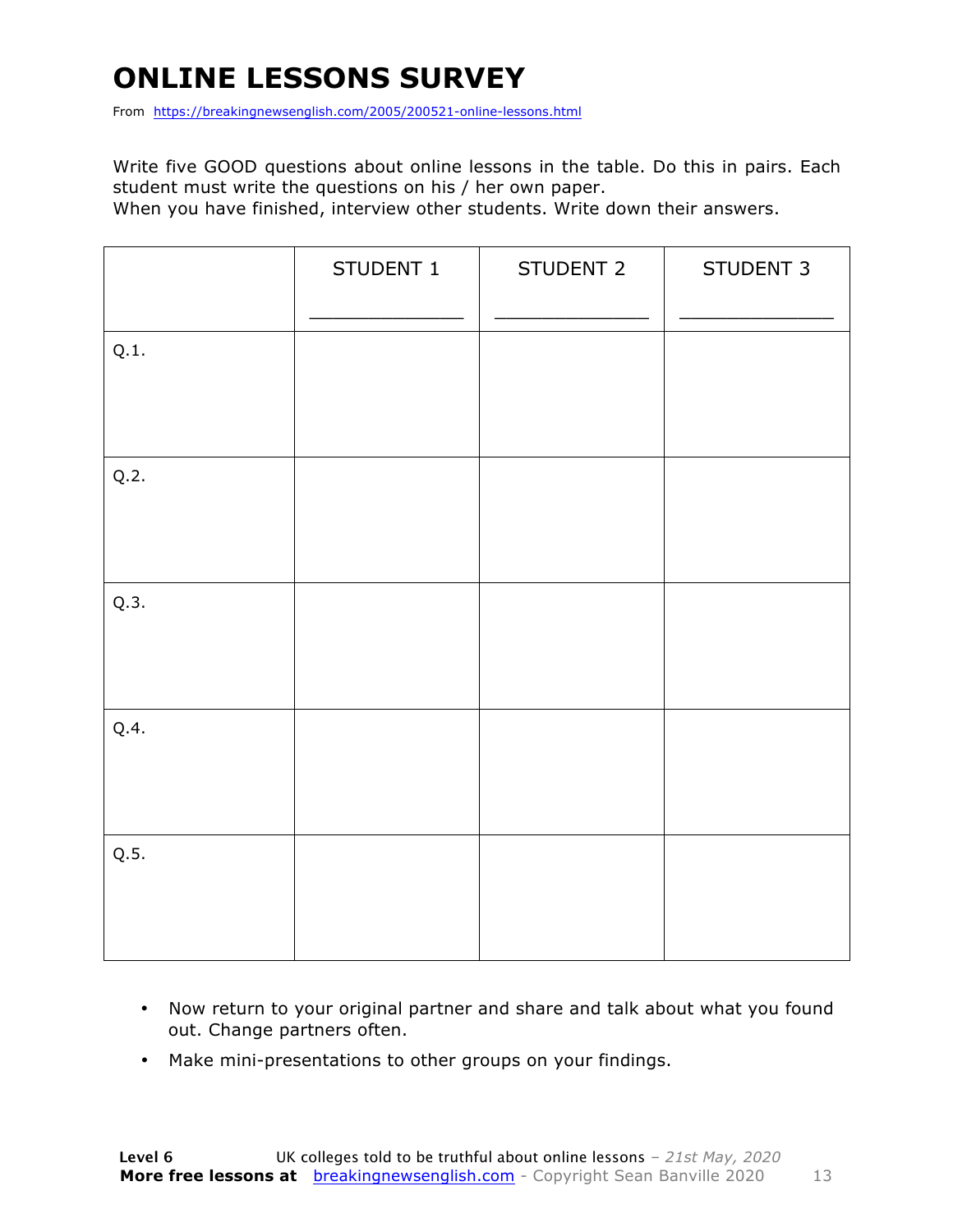# ONLINE LESSONS SURVEY

From https://breakingnewsenglish.com/2005/200521-online-lessons.html

Write five GOOD questions about online lessons in the table. Do this in pairs. Each student must write the questions on his / her own paper.
When you have finished, interview other students. Write down their answers.

| | STUDENT 1<br>_____________ | STUDENT 2<br>_____________ | STUDENT 3<br>_____________ |
|---|---|---|---|
| Q.1. | | | |
| Q.2. | | | |
| Q.3. | | | |
| Q.4. | | | |
| Q.5. | | | |

- Now return to your original partner and share and talk about what you found out. Change partners often.
- Make mini-presentations to other groups on your findings.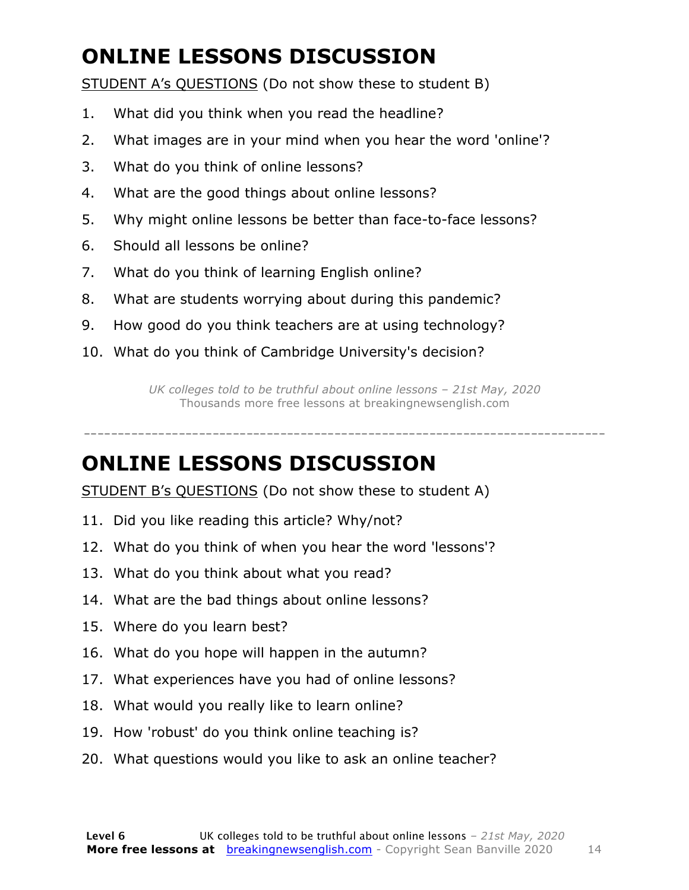# ONLINE LESSONS DISCUSSION

STUDENT A's QUESTIONS (Do not show these to student B)

1. What did you think when you read the headline?
2. What images are in your mind when you hear the word 'online'?
3. What do you think of online lessons?
4. What are the good things about online lessons?
5. Why might online lessons be better than face-to-face lessons?
6. Should all lessons be online?
7. What do you think of learning English online?
8. What are students worrying about during this pandemic?
9. How good do you think teachers are at using technology?
10. What do you think of Cambridge University's decision?

*UK colleges told to be truthful about online lessons – 21st May, 2020*
Thousands more free lessons at breakingnewsenglish.com

---

# ONLINE LESSONS DISCUSSION

STUDENT B's QUESTIONS (Do not show these to student A)

11. Did you like reading this article? Why/not?
12. What do you think of when you hear the word 'lessons'?
13. What do you think about what you read?
14. What are the bad things about online lessons?
15. Where do you learn best?
16. What do you hope will happen in the autumn?
17. What experiences have you had of online lessons?
18. What would you really like to learn online?
19. How 'robust' do you think online teaching is?
20. What questions would you like to ask an online teacher?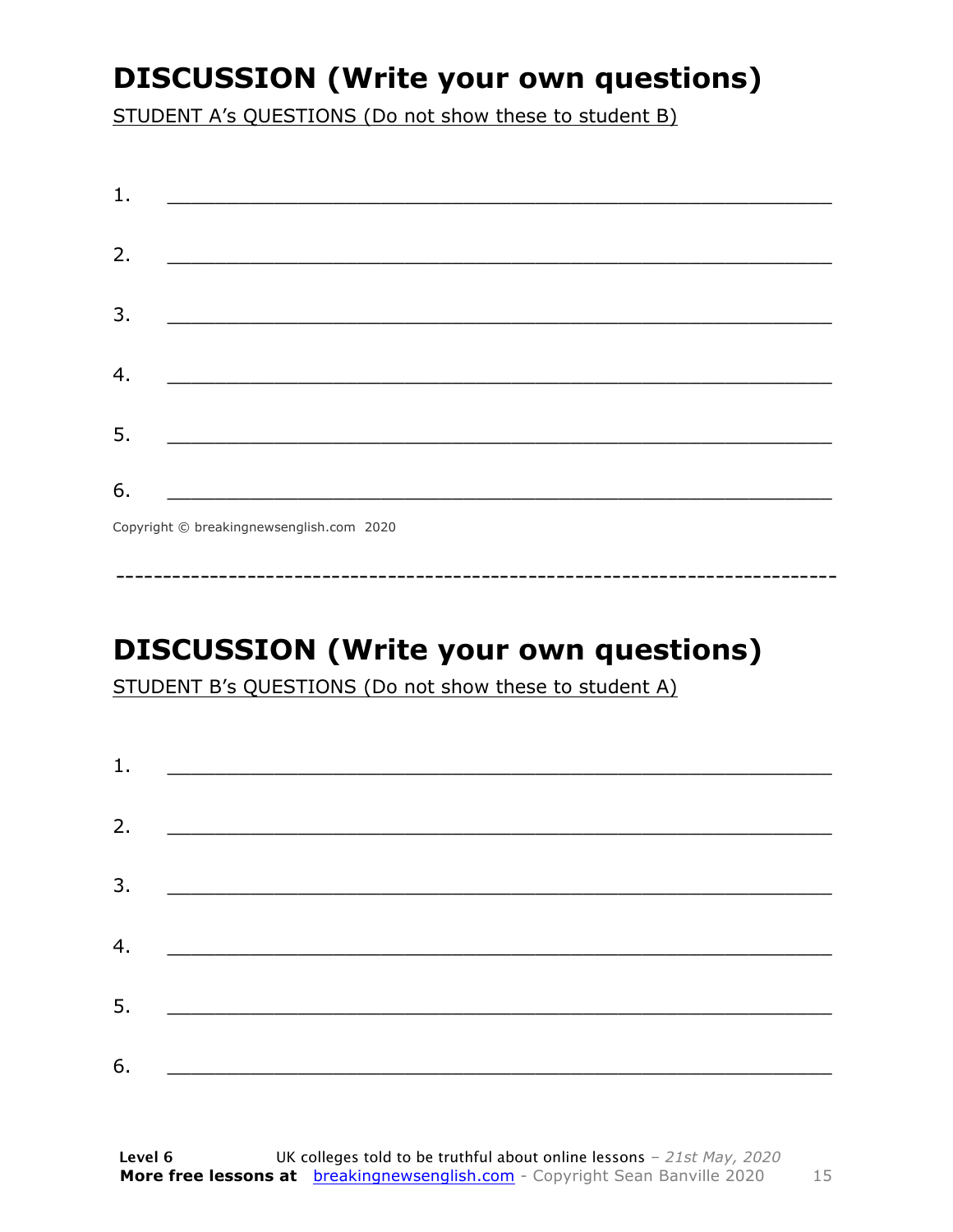## DISCUSSION (Write your own questions)

STUDENT A's QUESTIONS (Do not show these to student B)

1. ___________________________________________________________

2. ___________________________________________________________

3. ___________________________________________________________

4. ___________________________________________________________

5. ___________________________________________________________

6. ___________________________________________________________

Copyright © breakingnewsenglish.com 2020

---

## DISCUSSION (Write your own questions)

STUDENT B's QUESTIONS (Do not show these to student A)

1. ___________________________________________________________

2. ___________________________________________________________

3. ___________________________________________________________

4. ___________________________________________________________

5. ___________________________________________________________

6. ___________________________________________________________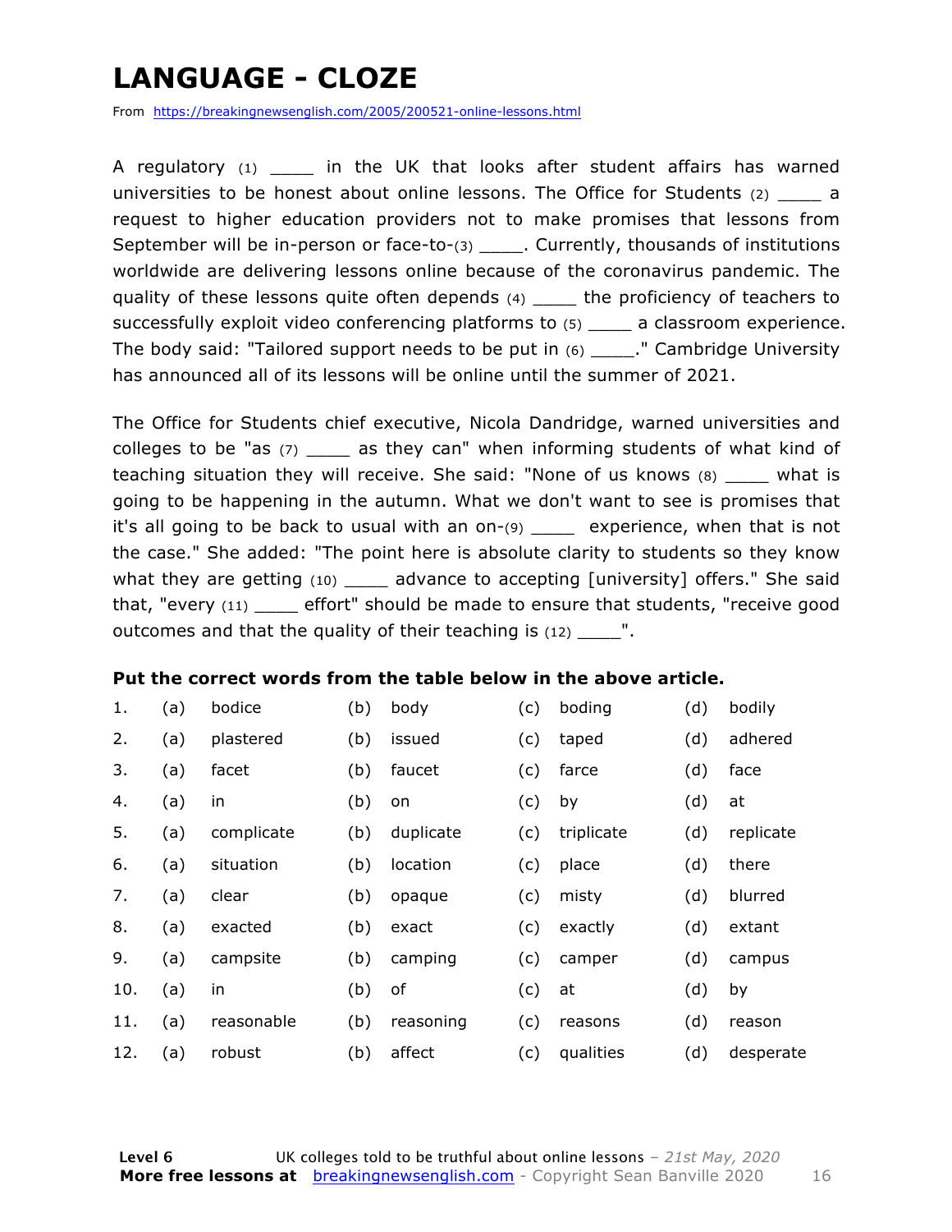# LANGUAGE - CLOZE

From https://breakingnewsenglish.com/2005/200521-online-lessons.html

A regulatory (1) ____ in the UK that looks after student affairs has warned universities to be honest about online lessons. The Office for Students (2) ____ a request to higher education providers not to make promises that lessons from September will be in-person or face-to-(3) ____. Currently, thousands of institutions worldwide are delivering lessons online because of the coronavirus pandemic. The quality of these lessons quite often depends (4) ____ the proficiency of teachers to successfully exploit video conferencing platforms to (5) ____ a classroom experience. The body said: "Tailored support needs to be put in (6) ____." Cambridge University has announced all of its lessons will be online until the summer of 2021.

The Office for Students chief executive, Nicola Dandridge, warned universities and colleges to be "as (7) ____ as they can" when informing students of what kind of teaching situation they will receive. She said: "None of us knows (8) ____ what is going to be happening in the autumn. What we don't want to see is promises that it's all going to be back to usual with an on-(9) ____ experience, when that is not the case." She added: "The point here is absolute clarity to students so they know what they are getting (10) ____ advance to accepting [university] offers." She said that, "every (11) ____ effort" should be made to ensure that students, "receive good outcomes and that the quality of their teaching is (12) ____".

**Put the correct words from the table below in the above article.**

| | | | | | | | | |
|---|---|---|---|---|---|---|---|---|
| 1. | (a) | bodice | (b) | body | (c) | boding | (d) | bodily |
| 2. | (a) | plastered | (b) | issued | (c) | taped | (d) | adhered |
| 3. | (a) | facet | (b) | faucet | (c) | farce | (d) | face |
| 4. | (a) | in | (b) | on | (c) | by | (d) | at |
| 5. | (a) | complicate | (b) | duplicate | (c) | triplicate | (d) | replicate |
| 6. | (a) | situation | (b) | location | (c) | place | (d) | there |
| 7. | (a) | clear | (b) | opaque | (c) | misty | (d) | blurred |
| 8. | (a) | exacted | (b) | exact | (c) | exactly | (d) | extant |
| 9. | (a) | campsite | (b) | camping | (c) | camper | (d) | campus |
| 10. | (a) | in | (b) | of | (c) | at | (d) | by |
| 11. | (a) | reasonable | (b) | reasoning | (c) | reasons | (d) | reason |
| 12. | (a) | robust | (b) | affect | (c) | qualities | (d) | desperate |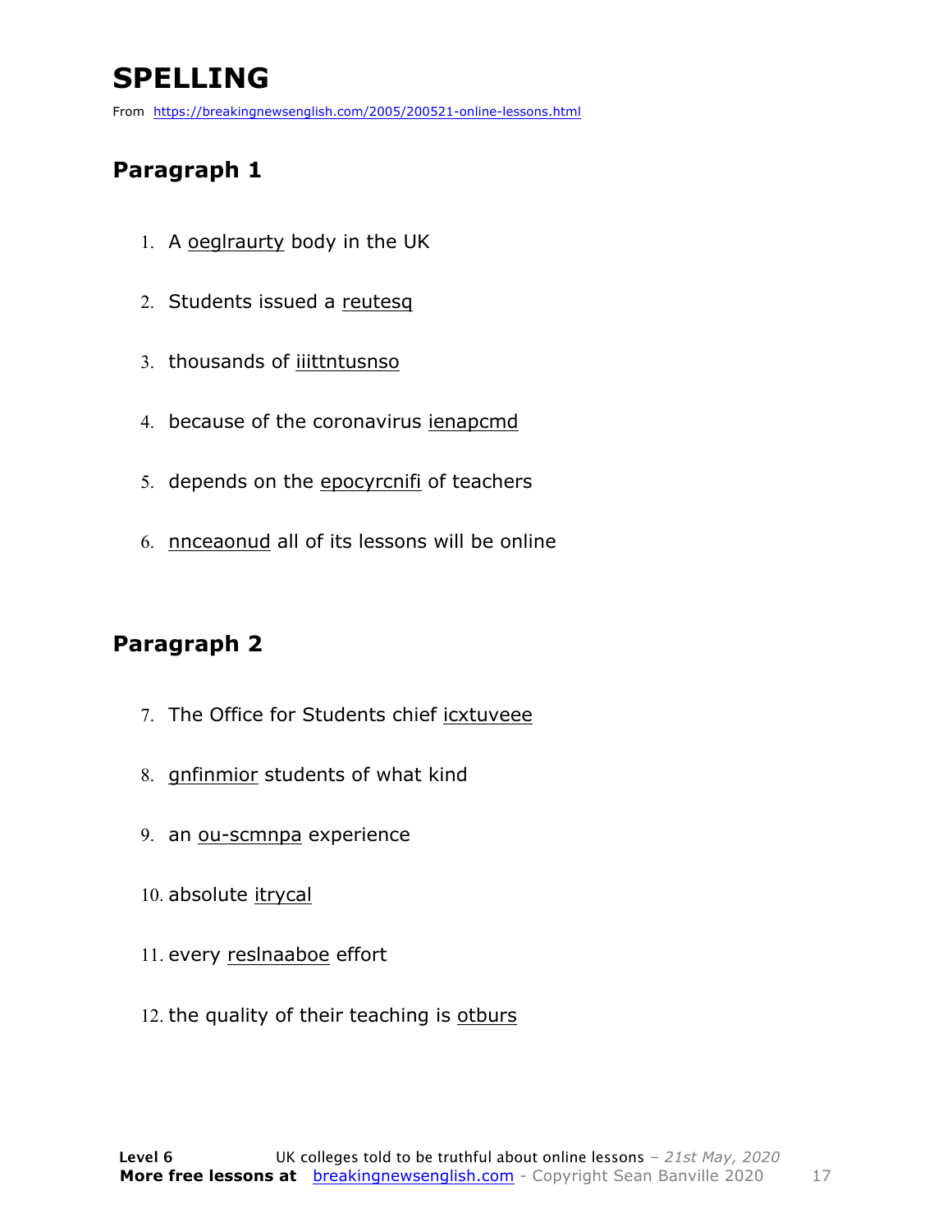# SPELLING

From https://breakingnewsenglish.com/2005/200521-online-lessons.html

## Paragraph 1

1. A oeglraurty body in the UK
2. Students issued a reutesq
3. thousands of iiittntusnso
4. because of the coronavirus ienapcmd
5. depends on the epocyrcnifi of teachers
6. nnceaonud all of its lessons will be online

## Paragraph 2

7. The Office for Students chief icxtuveee
8. gnfinmior students of what kind
9. an ou-scmnpa experience
10. absolute itrycal
11. every reslnaaboe effort
12. the quality of their teaching is otburs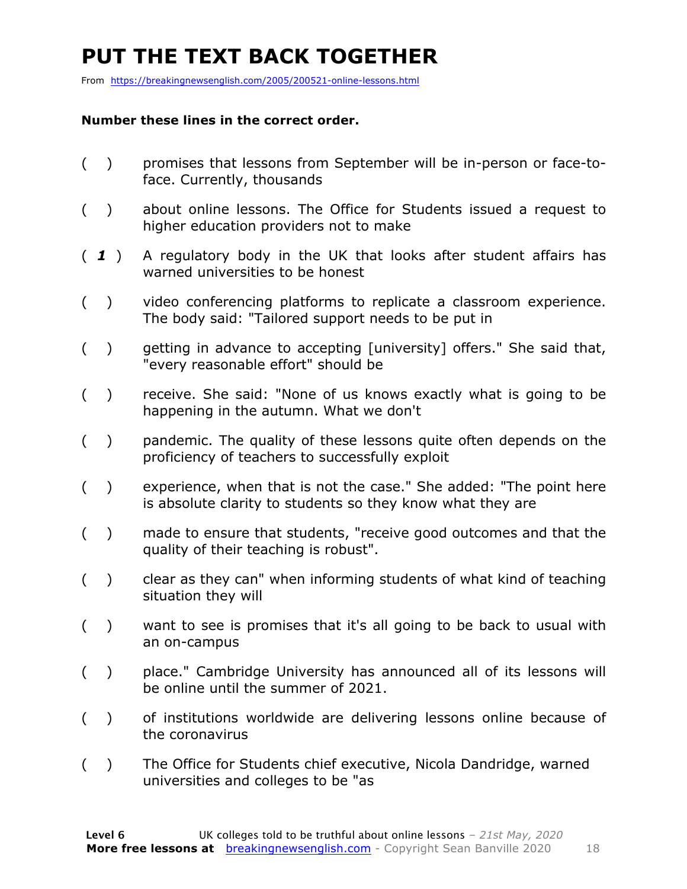# PUT THE TEXT BACK TOGETHER

From https://breakingnewsenglish.com/2005/200521-online-lessons.html

**Number these lines in the correct order.**

( ) promises that lessons from September will be in-person or face-to-face. Currently, thousands

( ) about online lessons. The Office for Students issued a request to higher education providers not to make

( ***1*** ) A regulatory body in the UK that looks after student affairs has warned universities to be honest

( ) video conferencing platforms to replicate a classroom experience. The body said: "Tailored support needs to be put in

( ) getting in advance to accepting [university] offers." She said that, "every reasonable effort" should be

( ) receive. She said: "None of us knows exactly what is going to be happening in the autumn. What we don't

( ) pandemic. The quality of these lessons quite often depends on the proficiency of teachers to successfully exploit

( ) experience, when that is not the case." She added: "The point here is absolute clarity to students so they know what they are

( ) made to ensure that students, "receive good outcomes and that the quality of their teaching is robust".

( ) clear as they can" when informing students of what kind of teaching situation they will

( ) want to see is promises that it's all going to be back to usual with an on-campus

( ) place." Cambridge University has announced all of its lessons will be online until the summer of 2021.

( ) of institutions worldwide are delivering lessons online because of the coronavirus

( ) The Office for Students chief executive, Nicola Dandridge, warned universities and colleges to be "as

**Level 6** UK colleges told to be truthful about online lessons – *21st May, 2020*
**More free lessons at** breakingnewsenglish.com - Copyright Sean Banville 2020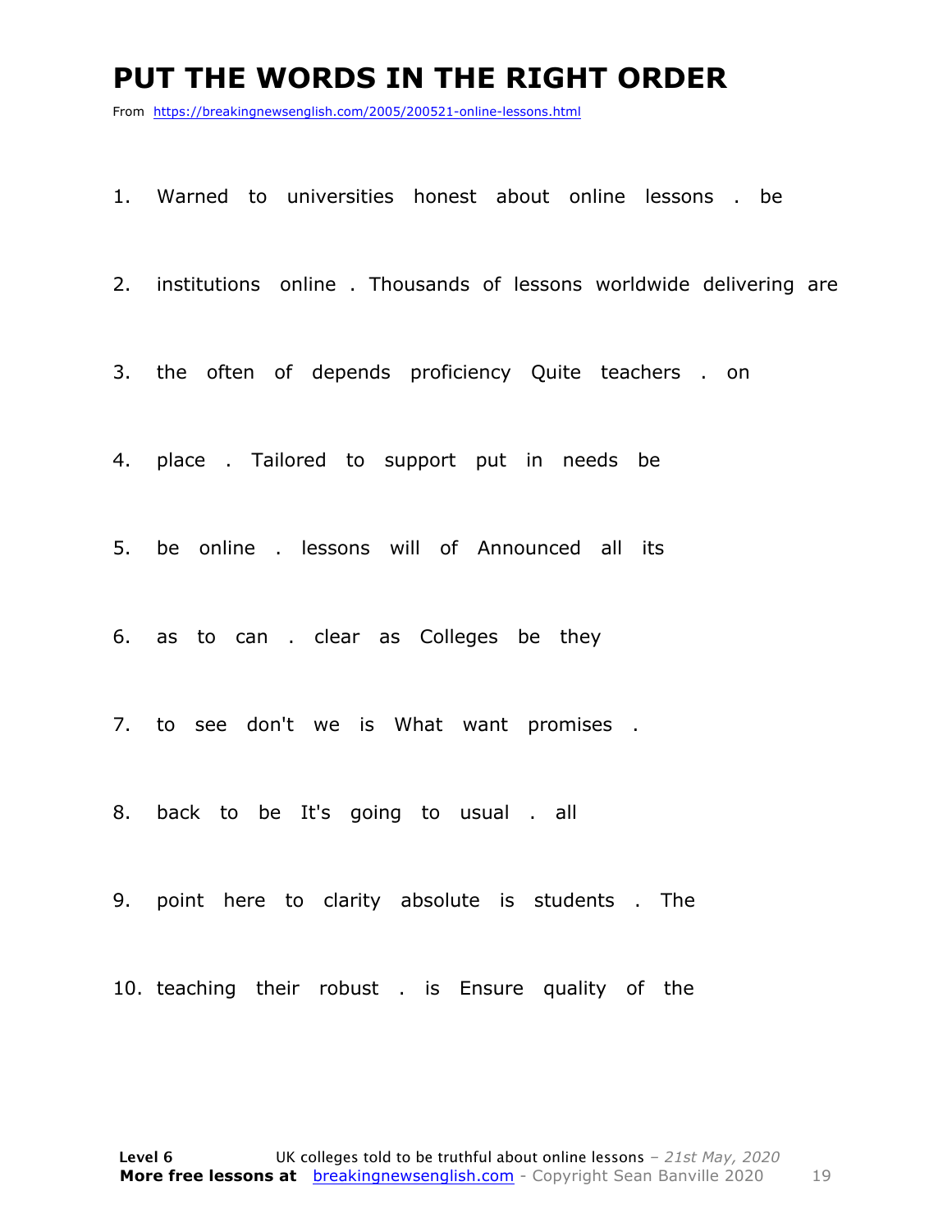# PUT THE WORDS IN THE RIGHT ORDER

From https://breakingnewsenglish.com/2005/200521-online-lessons.html

1. Warned to universities honest about online lessons . be

2. institutions online . Thousands of lessons worldwide delivering are

3. the often of depends proficiency Quite teachers . on

4. place . Tailored to support put in needs be

5. be online . lessons will of Announced all its

6. as to can . clear as Colleges be they

7. to see don't we is What want promises .

8. back to be It's going to usual . all

9. point here to clarity absolute is students . The

10. teaching their robust . is Ensure quality of the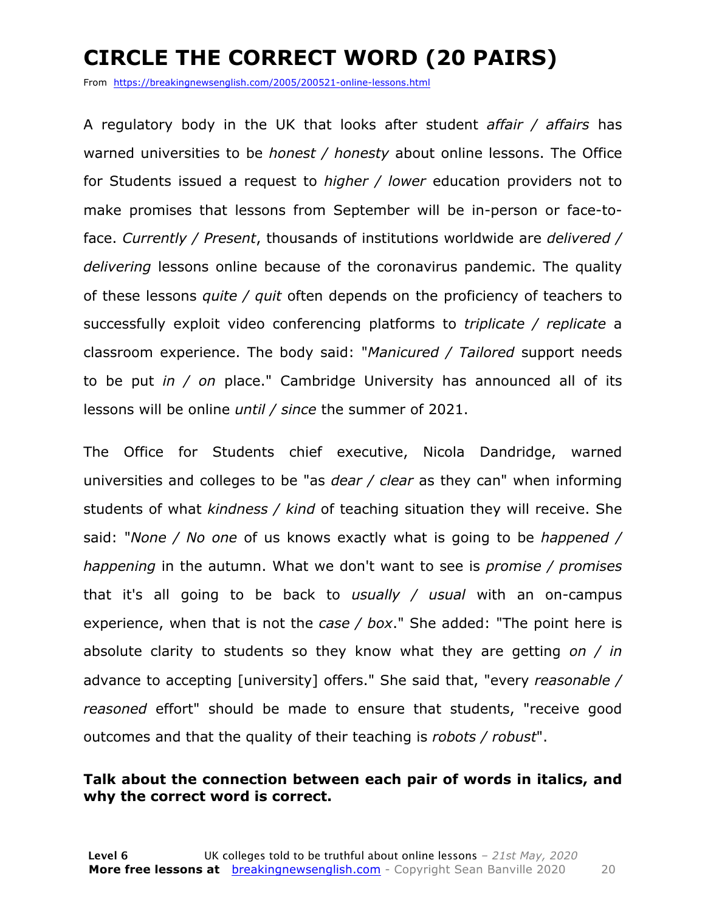# CIRCLE THE CORRECT WORD (20 PAIRS)

From https://breakingnewsenglish.com/2005/200521-online-lessons.html

A regulatory body in the UK that looks after student *affair / affairs* has warned universities to be *honest / honesty* about online lessons. The Office for Students issued a request to *higher / lower* education providers not to make promises that lessons from September will be in-person or face-to-face. *Currently / Present*, thousands of institutions worldwide are *delivered / delivering* lessons online because of the coronavirus pandemic. The quality of these lessons *quite / quit* often depends on the proficiency of teachers to successfully exploit video conferencing platforms to *triplicate / replicate* a classroom experience. The body said: "*Manicured / Tailored* support needs to be put *in / on* place." Cambridge University has announced all of its lessons will be online *until / since* the summer of 2021.

The Office for Students chief executive, Nicola Dandridge, warned universities and colleges to be "as *dear / clear* as they can" when informing students of what *kindness / kind* of teaching situation they will receive. She said: "*None / No one* of us knows exactly what is going to be *happened / happening* in the autumn. What we don't want to see is *promise / promises* that it's all going to be back to *usually / usual* with an on-campus experience, when that is not the *case / box*." She added: "The point here is absolute clarity to students so they know what they are getting *on / in* advance to accepting [university] offers." She said that, "every *reasonable / reasoned* effort" should be made to ensure that students, "receive good outcomes and that the quality of their teaching is *robots / robust*".

**Talk about the connection between each pair of words in italics, and why the correct word is correct.**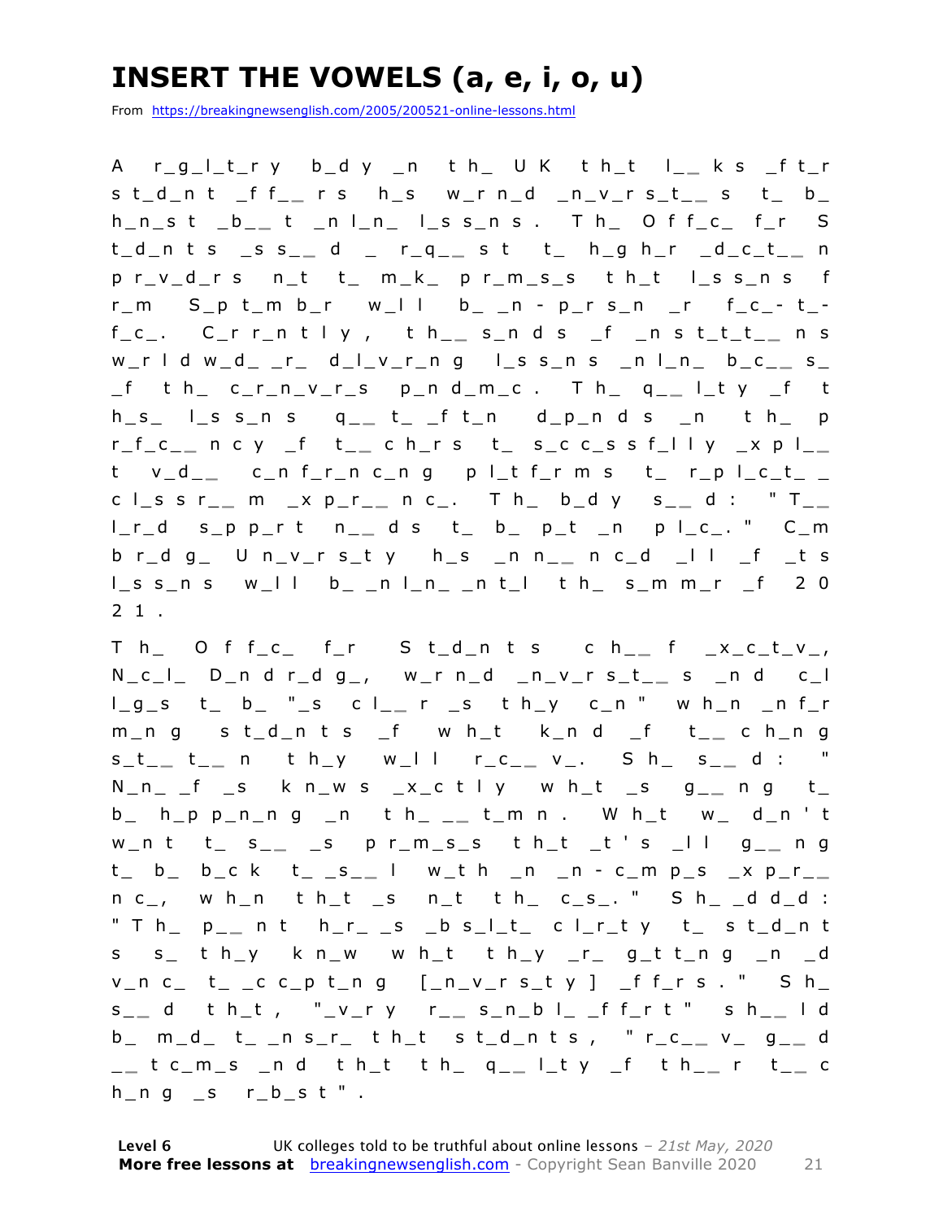# INSERT THE VOWELS (a, e, i, o, u)

From https://breakingnewsenglish.com/2005/200521-online-lessons.html

A r_g_l_t_r y b_d y _n t h_ U K t h_t l_ _ k s _f t_r s t_d_n t _f f_ _ r s h_s w_r n_d _n_v_r s_t_ _ s t_ b_ h_n_s t _b_ _ t _n l_n_ l_s s_n s . T h_ O f f_c_ f_r S t_d_n t s _s s_ _ d _ r_q_ _ s t t_ h_g h_r _d_c_t_ _ n p r_v_d_r s n_t t_ m_k_ p r_m_s_s t h_t l_s s_n s f r_m S_p t_m b_r w_l l b_ _n - p_r s_n _r f_c_- t_- f_c_. C_r r_n t l y , t h_ _ s_n d s _f _n s t_t_t_ _ n s w_r l d w_d_ _r_ d_l_v_r_n g l_s s_n s _n l_n_ b_c_ _ s_ _f t h_ c_r_n_v_r_s p_n d_m_c . T h_ q_ _ l_t y _f t h_s_ l_s s_n s q_ _ t_ _f t_n d_p_n d s _n t h_ p r_f_c_ _ n c y _f t_ _ c h_r s t_ s_c c_s s f_l l y _x p l_ _ t v_d_ _ c_n f_r_n c_n g p l_t f_r m s t_ r_p l_c_t_ _ c l_s s r_ _ m _x p_r_ _ n c_. T h_ b_d y s_ _ d : " T_ _ l_r d s_p p_r t n_ _ d s t_ b_ p_t _n p l_c_. " C_m b r_d g_ U n_v_r s_t y h_s _n n_ _ n c_d _l l _f _t s l_s s_n s w_l l b_ _n l_n_ _n t_l t h_ s_m m_r _f 2 0 2 1 .

T h_ O f f_c_ f_r S t_d_n t s c h_ _ f _x_c_t_v_, N_c_l_ D_n d r_d g_, w_r n_d _n_v_r s_t_ _ s _n d c_l l_g_s t_ b_ "_s c l_ _ r _s t h_y c_n " w h_n _n f_r m_n g s t_d_n t s _f w h_t k_n d _f t_ _ c h_n g s_t_ _ t_ _ n t h_y w_l l r_c_ _ v_. S h_ s_ _ d : " N_n_ _f _s k n_w s _x_c t l y w h_t _s g_ _ n g t_ b_ h_p p_n_n g _n t h_ _ _ t_m n . W h_t w_ d_n ' t w_n t t_ s_ _ _s p r_m_s_s t h_t _t ' s _l l g_ _ n g t_ b_ b_c k t_ _s_ _ l w_t h _n _n - c_m p_s _x p_r_ _ n c_, w h_n t h_t _s n_t t h_ c_s_. " S h_ _d d_d : " T h_ p_ _ n t h_r_ _s _b s_l_t_ c l_r_t y t_ s t_d_n t s s_ t h_y k n_w w h_t t h_y _r_ g_t t_n g _n _d v_n c_ t_ _c c_p t_n g [_n_v_r s_t y ] _f f_r s . " S h_ s_ _ d t h_t , "_v_r y r_ _ s_n_b l_ _f f_r t " s h_ _ l d b_ m_d_ t_ _n s_r_ t h_t s t_d_n t s , " r_c_ _ v_ g_ _ d _ _ t c_m_s _n d t h_t t h_ q_ _ l_t y _f t h_ _ r t_ _ c h_n g _s r_b_s t " .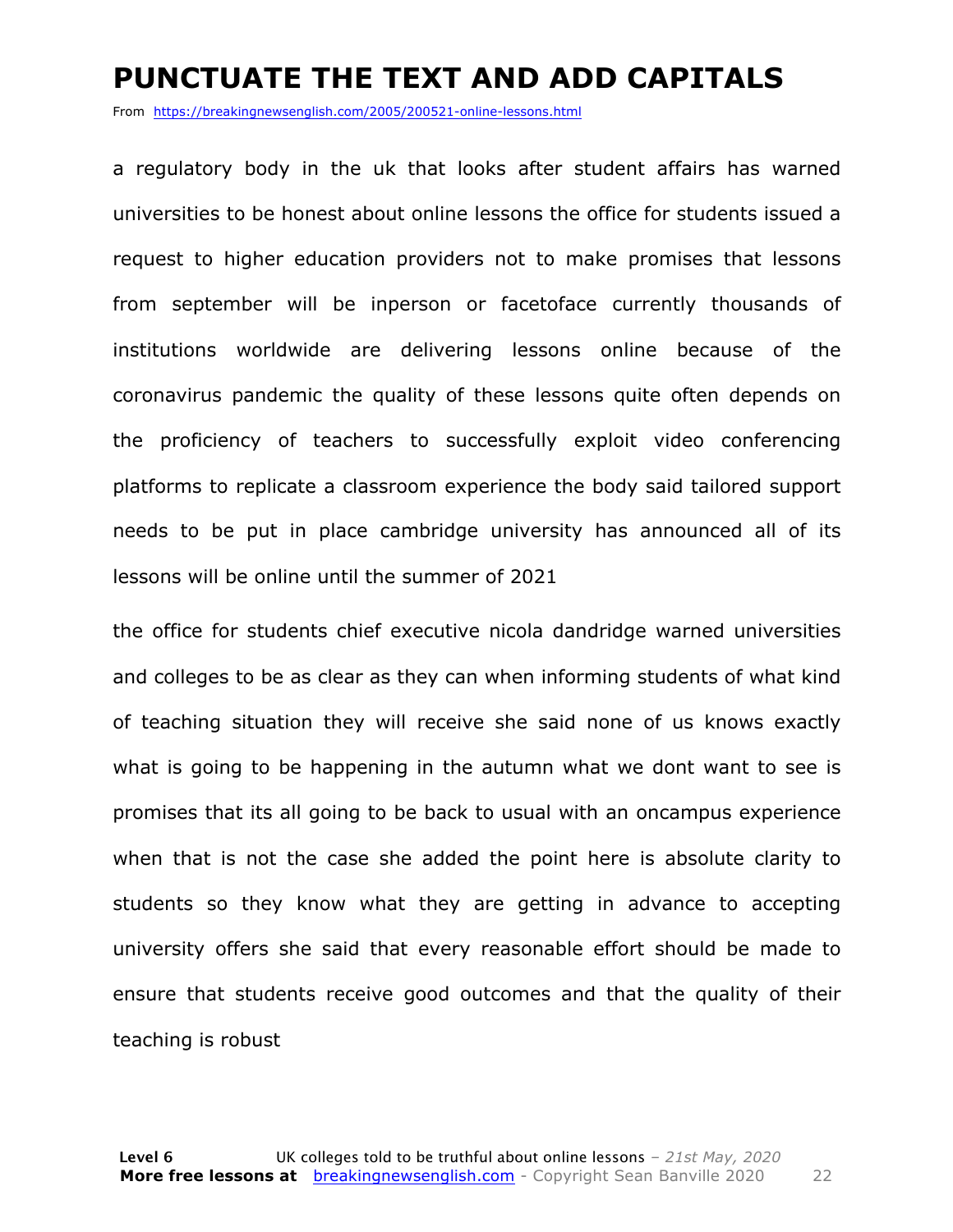# PUNCTUATE THE TEXT AND ADD CAPITALS

From https://breakingnewsenglish.com/2005/200521-online-lessons.html

a regulatory body in the uk that looks after student affairs has warned universities to be honest about online lessons the office for students issued a request to higher education providers not to make promises that lessons from september will be inperson or facetoface currently thousands of institutions worldwide are delivering lessons online because of the coronavirus pandemic the quality of these lessons quite often depends on the proficiency of teachers to successfully exploit video conferencing platforms to replicate a classroom experience the body said tailored support needs to be put in place cambridge university has announced all of its lessons will be online until the summer of 2021

the office for students chief executive nicola dandridge warned universities and colleges to be as clear as they can when informing students of what kind of teaching situation they will receive she said none of us knows exactly what is going to be happening in the autumn what we dont want to see is promises that its all going to be back to usual with an oncampus experience when that is not the case she added the point here is absolute clarity to students so they know what they are getting in advance to accepting university offers she said that every reasonable effort should be made to ensure that students receive good outcomes and that the quality of their teaching is robust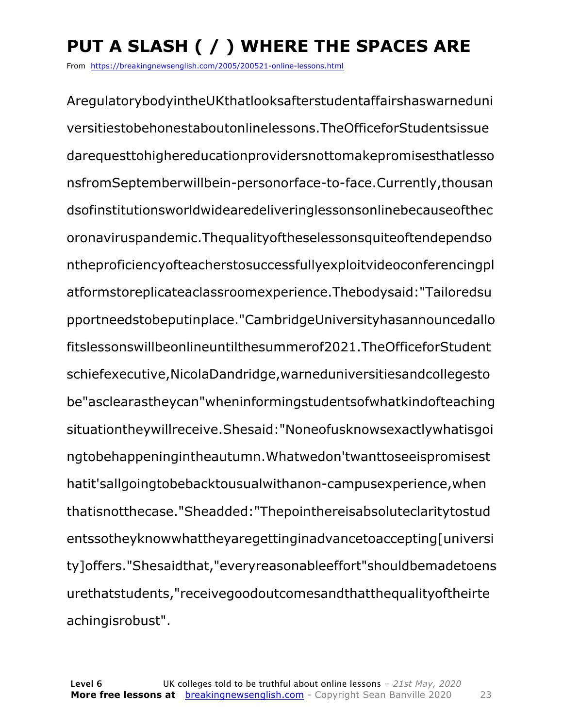# PUT A SLASH ( / ) WHERE THE SPACES ARE

From https://breakingnewsenglish.com/2005/200521-online-lessons.html

AregulatorybodyintheUKthatlooksafterstudentaffairshaswarneduni versitiestobehonestaboutonlinelessons.TheOfficeforStudentsissue darequesttohighereducationprovidersnottomakepromisesthatlesso nsfromSeptemberwillbein-personorface-to-face.Currently,thousan dsofinstitutionsworldwidearedeliveringlessonsonlinebecauseofthec oronaviruspandemic.Thequalityoftheselessonsquiteoftendependso ntheproficiencyofteacherstosuccessfullyexploitvideoconferencingpl atformstoreplicateaclassroomexperience.Thebodysaid:"Tailoredsu pportneedstobeputinplace."CambridgeUniversityhasannouncedallo fitslessonswillbeonlineuntilthesummerof2021.TheOfficeforStudent schiefexecutive,NicolaDandridge,warneduniversitiesandcollegesto be"asclearastheycan"wheninformingstudentsofwhatkindofteaching situationtheywillreceive.Shesaid:"Noneofusknowsexactlywhatisgoi ngtobehappeningintheautumn.Whatwedon'twanttoseeispromisest hatit'sallgoingtobebacktousualwithanon-campusexperience,when thatisnotthecase."Sheadded:"Thepointhereisabsoluteclaritytostud entssotheyknowwhattheyaregettinginadvancetoaccepting[universi ty]offers."Shesaidthat,"everyreasonableeffort"shouldbemadetoens urethatstudents,"receivegoodoutcomesandthatthequalityoftheirte achingisrobust".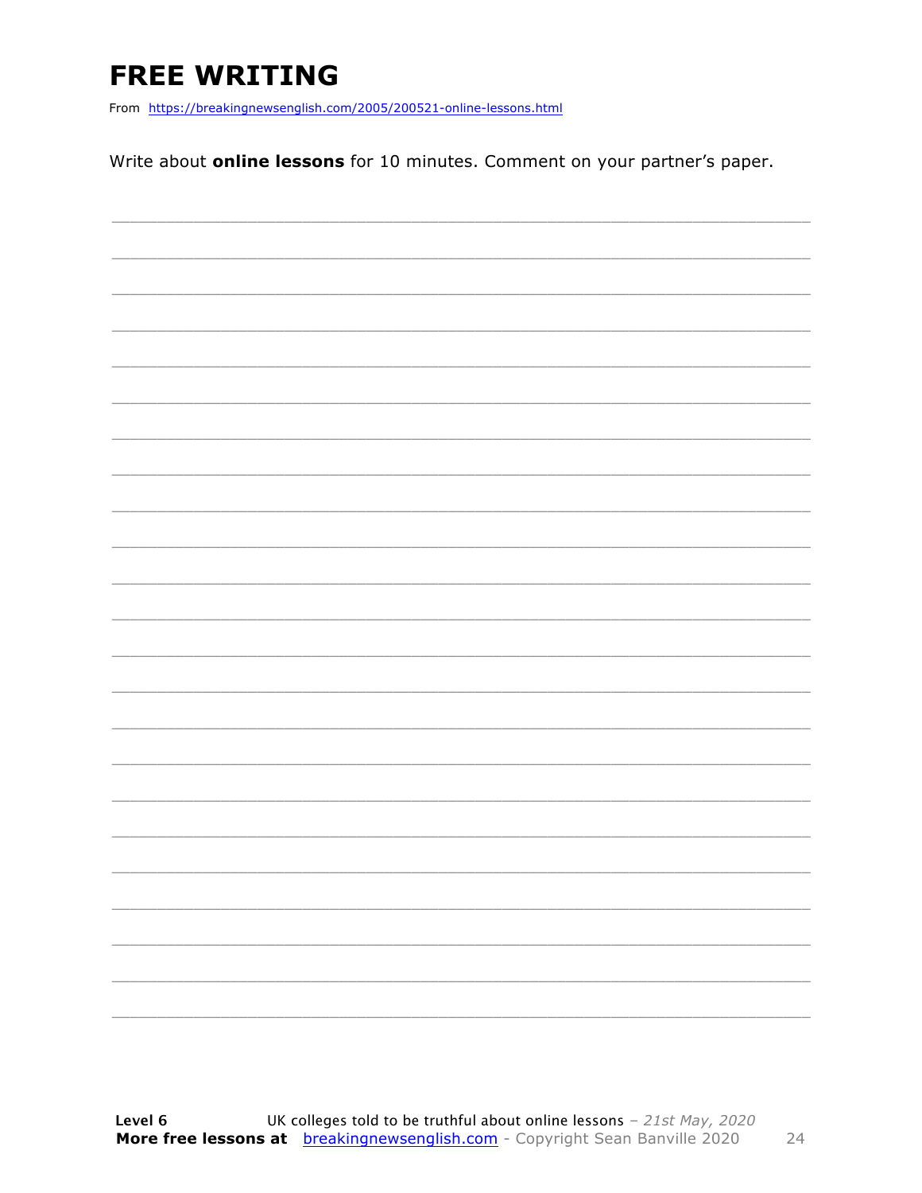# FREE WRITING

From https://breakingnewsenglish.com/2005/200521-online-lessons.html

Write about **online lessons** for 10 minutes. Comment on your partner's paper.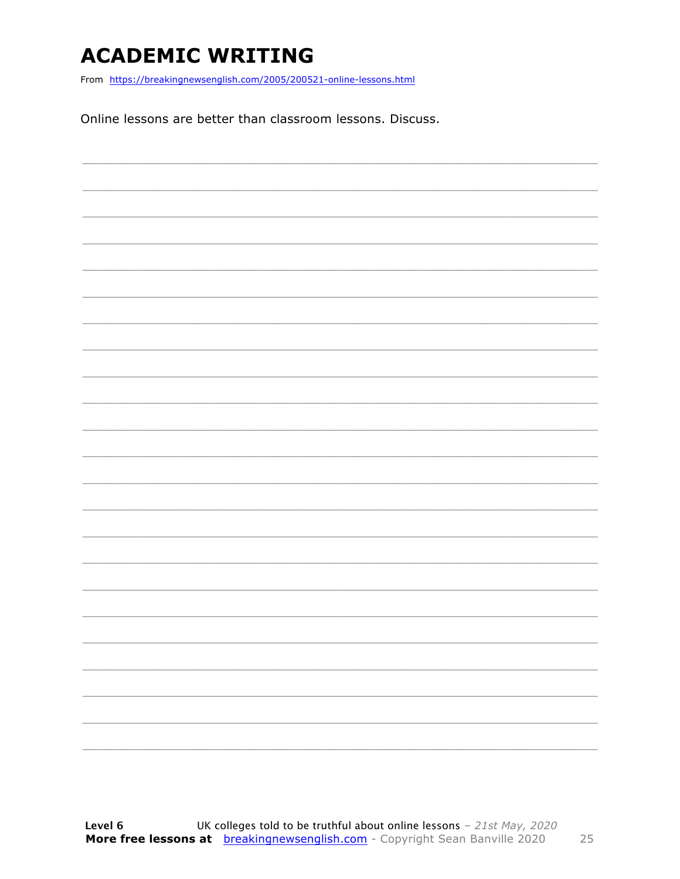# ACADEMIC WRITING

From https://breakingnewsenglish.com/2005/200521-online-lessons.html

Online lessons are better than classroom lessons. Discuss.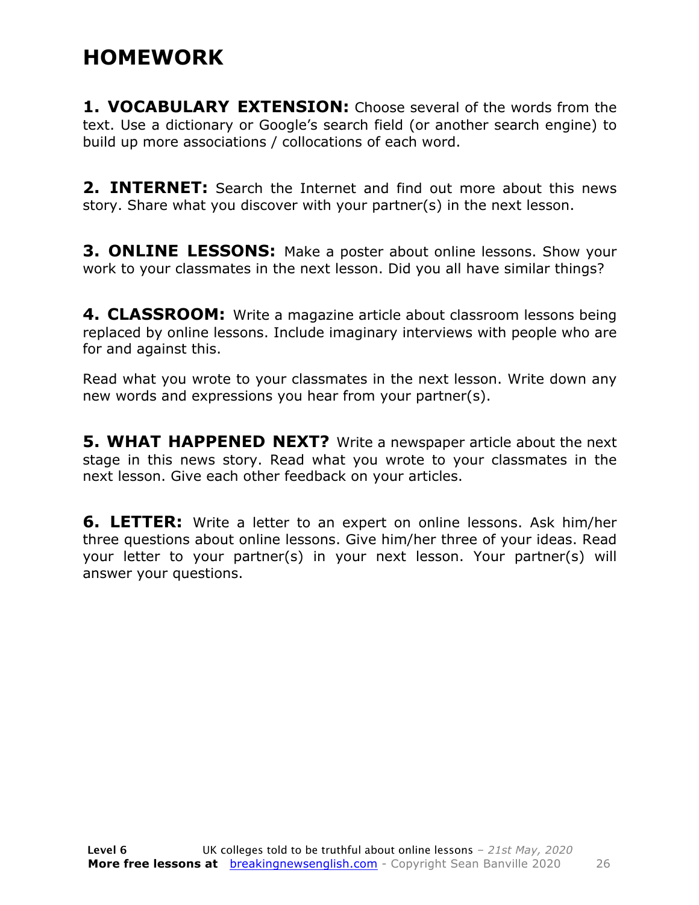# HOMEWORK

**1. VOCABULARY EXTENSION:** Choose several of the words from the text. Use a dictionary or Google's search field (or another search engine) to build up more associations / collocations of each word.

**2. INTERNET:** Search the Internet and find out more about this news story. Share what you discover with your partner(s) in the next lesson.

**3. ONLINE LESSONS:** Make a poster about online lessons. Show your work to your classmates in the next lesson. Did you all have similar things?

**4. CLASSROOM:** Write a magazine article about classroom lessons being replaced by online lessons. Include imaginary interviews with people who are for and against this.

Read what you wrote to your classmates in the next lesson. Write down any new words and expressions you hear from your partner(s).

**5. WHAT HAPPENED NEXT?** Write a newspaper article about the next stage in this news story. Read what you wrote to your classmates in the next lesson. Give each other feedback on your articles.

**6. LETTER:** Write a letter to an expert on online lessons. Ask him/her three questions about online lessons. Give him/her three of your ideas. Read your letter to your partner(s) in your next lesson. Your partner(s) will answer your questions.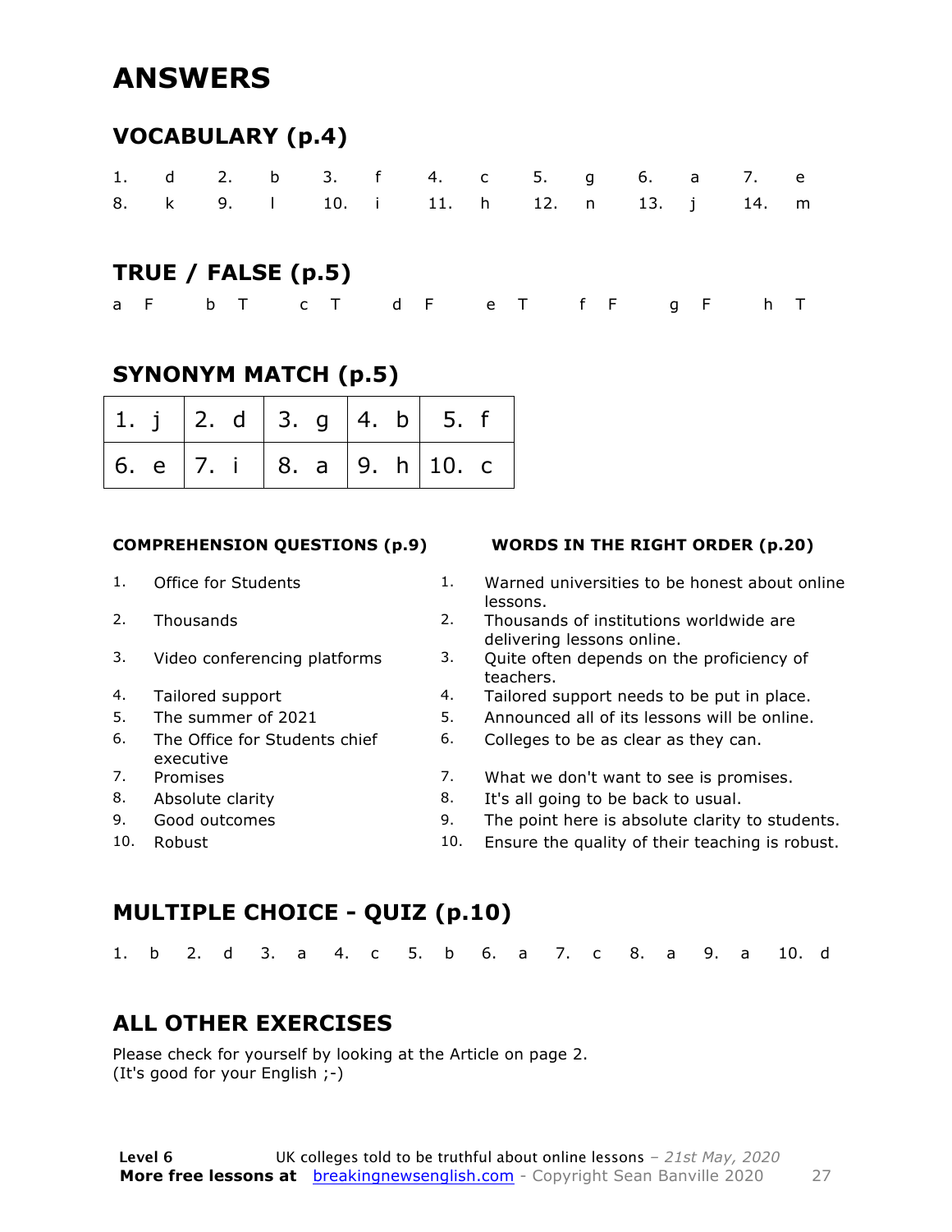# ANSWERS

## VOCABULARY (p.4)

| | | | | | | |
|---|---|---|---|---|---|---|
| 1. d | 2. b | 3. f | 4. c | 5. g | 6. a | 7. e |
| 8. k | 9. l | 10. i | 11. h | 12. n | 13. j | 14. m |

## TRUE / FALSE (p.5)

a F &nbsp; b T &nbsp; c T &nbsp; d F &nbsp; e T &nbsp; f F &nbsp; g F &nbsp; h T

## SYNONYM MATCH (p.5)

| | | | | |
|---|---|---|---|---|
| 1. j | 2. d | 3. g | 4. b | 5. f |
| 6. e | 7. i | 8. a | 9. h | 10. c |

**COMPREHENSION QUESTIONS (p.9)**

1. Office for Students
2. Thousands
3. Video conferencing platforms
4. Tailored support
5. The summer of 2021
6. The Office for Students chief executive
7. Promises
8. Absolute clarity
9. Good outcomes
10. Robust

**WORDS IN THE RIGHT ORDER (p.20)**

1. Warned universities to be honest about online lessons.
2. Thousands of institutions worldwide are delivering lessons online.
3. Quite often depends on the proficiency of teachers.
4. Tailored support needs to be put in place.
5. Announced all of its lessons will be online.
6. Colleges to be as clear as they can.
7. What we don't want to see is promises.
8. It's all going to be back to usual.
9. The point here is absolute clarity to students.
10. Ensure the quality of their teaching is robust.

## MULTIPLE CHOICE - QUIZ (p.10)

1. b &nbsp; 2. d &nbsp; 3. a &nbsp; 4. c &nbsp; 5. b &nbsp; 6. a &nbsp; 7. c &nbsp; 8. a &nbsp; 9. a &nbsp; 10. d

## ALL OTHER EXERCISES

Please check for yourself by looking at the Article on page 2.
(It's good for your English ;-)